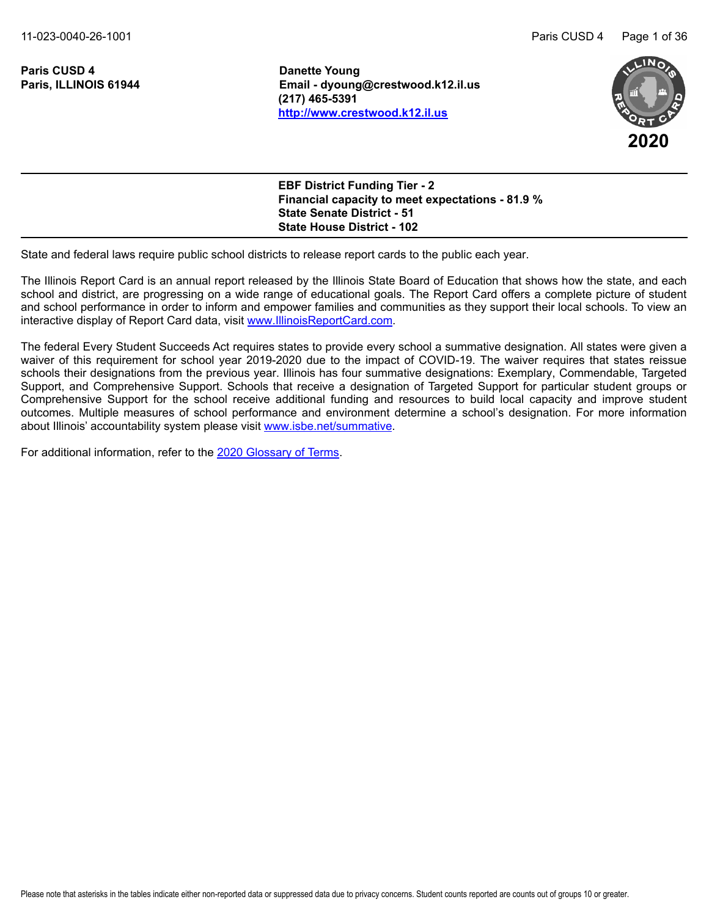**Paris CUSD 4**
**Paris, ILLINOIS 61944**

**Danette Young**
**Email - dyoung@crestwood.k12.il.us**
**(217) 465-5391**
**[http://www.crestwood.k12.il.us](http://www.crestwood.k12.il.us)**

**2020**

---

**EBF District Funding Tier - 2**
**Financial capacity to meet expectations - 81.9 %**
**State Senate District - 51**
**State House District - 102**

---

State and federal laws require public school districts to release report cards to the public each year.

The Illinois Report Card is an annual report released by the Illinois State Board of Education that shows how the state, and each school and district, are progressing on a wide range of educational goals. The Report Card offers a complete picture of student and school performance in order to inform and empower families and communities as they support their local schools. To view an interactive display of Report Card data, visit [www.IllinoisReportCard.com](http://www.IllinoisReportCard.com).

The federal Every Student Succeeds Act requires states to provide every school a summative designation. All states were given a waiver of this requirement for school year 2019-2020 due to the impact of COVID-19. The waiver requires that states reissue schools their designations from the previous year. Illinois has four summative designations: Exemplary, Commendable, Targeted Support, and Comprehensive Support. Schools that receive a designation of Targeted Support for particular student groups or Comprehensive Support for the school receive additional funding and resources to build local capacity and improve student outcomes. Multiple measures of school performance and environment determine a school's designation. For more information about Illinois' accountability system please visit [www.isbe.net/summative](http://www.isbe.net/summative).

For additional information, refer to the 2020 Glossary of Terms.

Please note that asterisks in the tables indicate either non-reported data or suppressed data due to privacy concerns. Student counts reported are counts out of groups 10 or greater.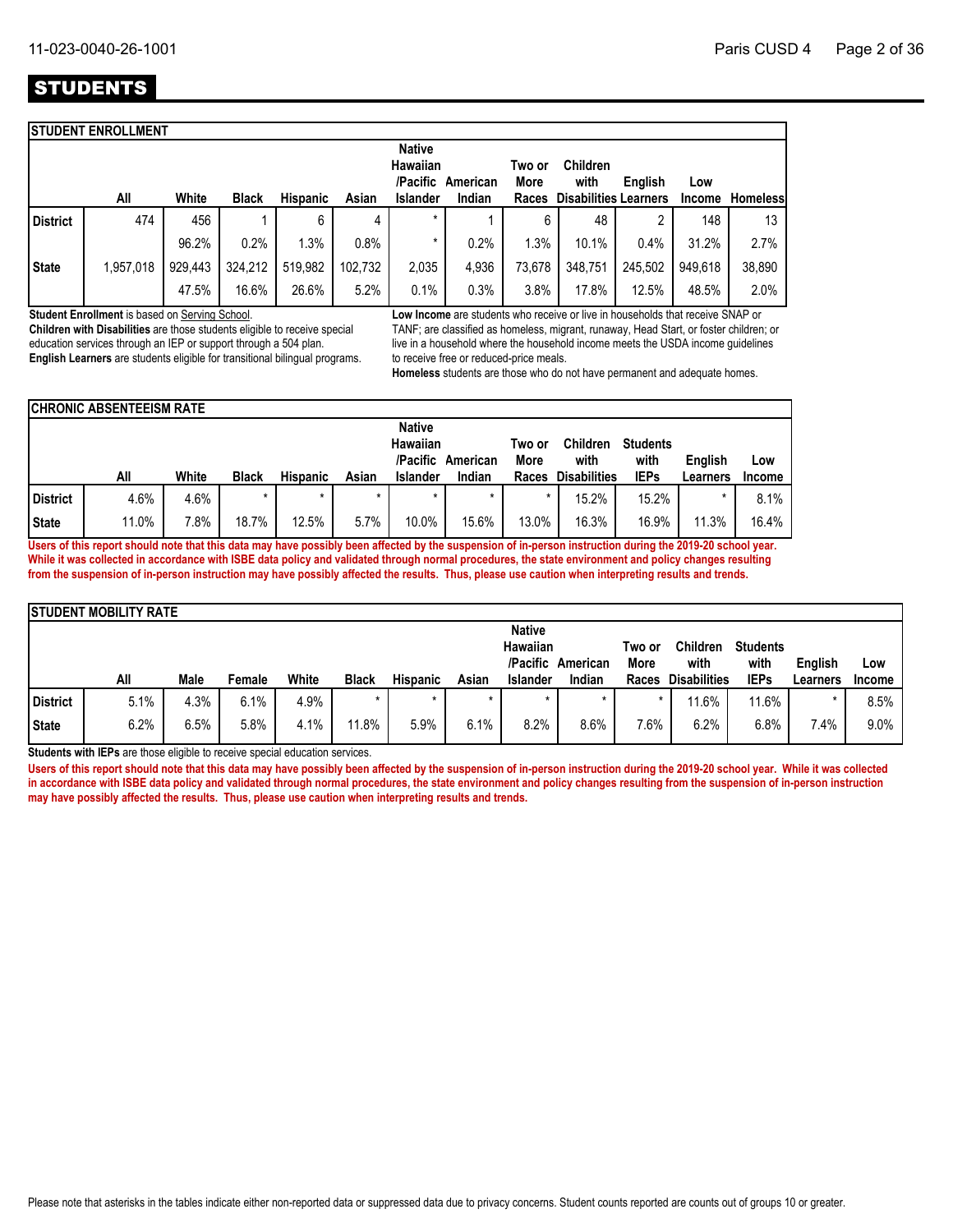# STUDENTS

## STUDENT ENROLLMENT

| | All | White | Black | Hispanic | Asian | Native Hawaiian /Pacific Islander | American Indian | Two or More Races | Children with Disabilities | English Learners | Low Income | Homeless |
|---|---|---|---|---|---|---|---|---|---|---|---|---|
| **District** | 474 | 456 | 1 | 6 | 4 | * | 1 | 6 | 48 | 2 | 148 | 13 |
| | | 96.2% | 0.2% | 1.3% | 0.8% | * | 0.2% | 1.3% | 10.1% | 0.4% | 31.2% | 2.7% |
| **State** | 1,957,018 | 929,443 | 324,212 | 519,982 | 102,732 | 2,035 | 4,936 | 73,678 | 348,751 | 245,502 | 949,618 | 38,890 |
| | | 47.5% | 16.6% | 26.6% | 5.2% | 0.1% | 0.3% | 3.8% | 17.8% | 12.5% | 48.5% | 2.0% |

**Student Enrollment** is based on Serving School.
**Children with Disabilities** are those students eligible to receive special education services through an IEP or support through a 504 plan.
**English Learners** are students eligible for transitional bilingual programs.

**Low Income** are students who receive or live in households that receive SNAP or TANF; are classified as homeless, migrant, runaway, Head Start, or foster children; or live in a household where the household income meets the USDA income guidelines to receive free or reduced-price meals.
**Homeless** students are those who do not have permanent and adequate homes.

## CHRONIC ABSENTEEISM RATE

| | All | White | Black | Hispanic | Asian | Native Hawaiian /Pacific Islander | American Indian | Two or More Races | Children with Disabilities | Students with IEPs | English Learners | Low Income |
|---|---|---|---|---|---|---|---|---|---|---|---|---|
| **District** | 4.6% | 4.6% | * | * | * | * | * | * | 15.2% | 15.2% | * | 8.1% |
| **State** | 11.0% | 7.8% | 18.7% | 12.5% | 5.7% | 10.0% | 15.6% | 13.0% | 16.3% | 16.9% | 11.3% | 16.4% |

**Users of this report should note that this data may have possibly been affected by the suspension of in-person instruction during the 2019-20 school year. While it was collected in accordance with ISBE data policy and validated through normal procedures, the state environment and policy changes resulting from the suspension of in-person instruction may have possibly affected the results. Thus, please use caution when interpreting results and trends.**

## STUDENT MOBILITY RATE

| | All | Male | Female | White | Black | Hispanic | Asian | Native Hawaiian /Pacific Islander | American Indian | Two or More Races | Children with Disabilities | Students with IEPs | English Learners | Low Income |
|---|---|---|---|---|---|---|---|---|---|---|---|---|---|---|
| **District** | 5.1% | 4.3% | 6.1% | 4.9% | * | * | * | * | * | * | 11.6% | 11.6% | * | 8.5% |
| **State** | 6.2% | 6.5% | 5.8% | 4.1% | 11.8% | 5.9% | 6.1% | 8.2% | 8.6% | 7.6% | 6.2% | 6.8% | 7.4% | 9.0% |

**Students with IEPs** are those eligible to receive special education services.

**Users of this report should note that this data may have possibly been affected by the suspension of in-person instruction during the 2019-20 school year. While it was collected in accordance with ISBE data policy and validated through normal procedures, the state environment and policy changes resulting from the suspension of in-person instruction may have possibly affected the results. Thus, please use caution when interpreting results and trends.**

Please note that asterisks in the tables indicate either non-reported data or suppressed data due to privacy concerns. Student counts reported are counts out of groups 10 or greater.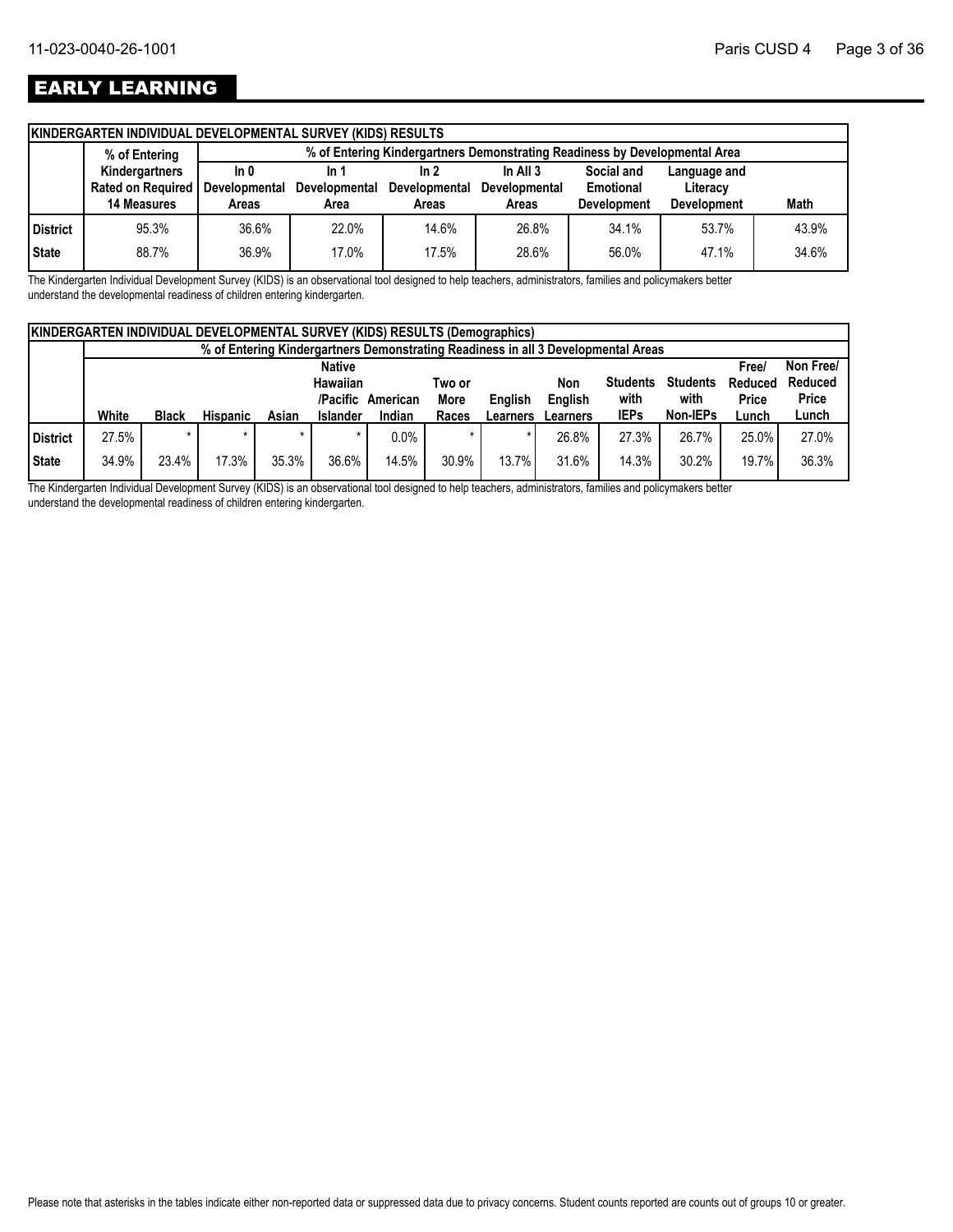# EARLY LEARNING

| KINDERGARTEN INDIVIDUAL DEVELOPMENTAL SURVEY (KIDS) RESULTS | | | | | | | | |
|---|---|---|---|---|---|---|---|---|
| | % of Entering Kindergartners Rated on Required 14 Measures | % of Entering Kindergartners Demonstrating Readiness by Developmental Area | | | | | | |
| | | In 0 Developmental Areas | In 1 Developmental Area | In 2 Developmental Areas | In All 3 Developmental Areas | Social and Emotional Development | Language and Literacy Development | Math |
| **District** | 95.3% | 36.6% | 22.0% | 14.6% | 26.8% | 34.1% | 53.7% | 43.9% |
| **State** | 88.7% | 36.9% | 17.0% | 17.5% | 28.6% | 56.0% | 47.1% | 34.6% |

The Kindergarten Individual Development Survey (KIDS) is an observational tool designed to help teachers, administrators, families and policymakers better understand the developmental readiness of children entering kindergarten.

| KINDERGARTEN INDIVIDUAL DEVELOPMENTAL SURVEY (KIDS) RESULTS (Demographics) | | | | | | | | | | | | | | |
|---|---|---|---|---|---|---|---|---|---|---|---|---|---|---|
| | % of Entering Kindergartners Demonstrating Readiness in all 3 Developmental Areas | | | | | | | | | | | | | |
| | White | Black | Hispanic | Asian | Native Hawaiian /Pacific Islander | American Indian | Two or More Races | English Learners | Non English Learners | Students with IEPs | Students with Non-IEPs | Free/ Reduced Price Lunch | Non Free/ Reduced Price Lunch |
| **District** | 27.5% | * | * | * | * | 0.0% | * | * | 26.8% | 27.3% | 26.7% | 25.0% | 27.0% |
| **State** | 34.9% | 23.4% | 17.3% | 35.3% | 36.6% | 14.5% | 30.9% | 13.7% | 31.6% | 14.3% | 30.2% | 19.7% | 36.3% |

The Kindergarten Individual Development Survey (KIDS) is an observational tool designed to help teachers, administrators, families and policymakers better understand the developmental readiness of children entering kindergarten.

Please note that asterisks in the tables indicate either non-reported data or suppressed data due to privacy concerns. Student counts reported are counts out of groups 10 or greater.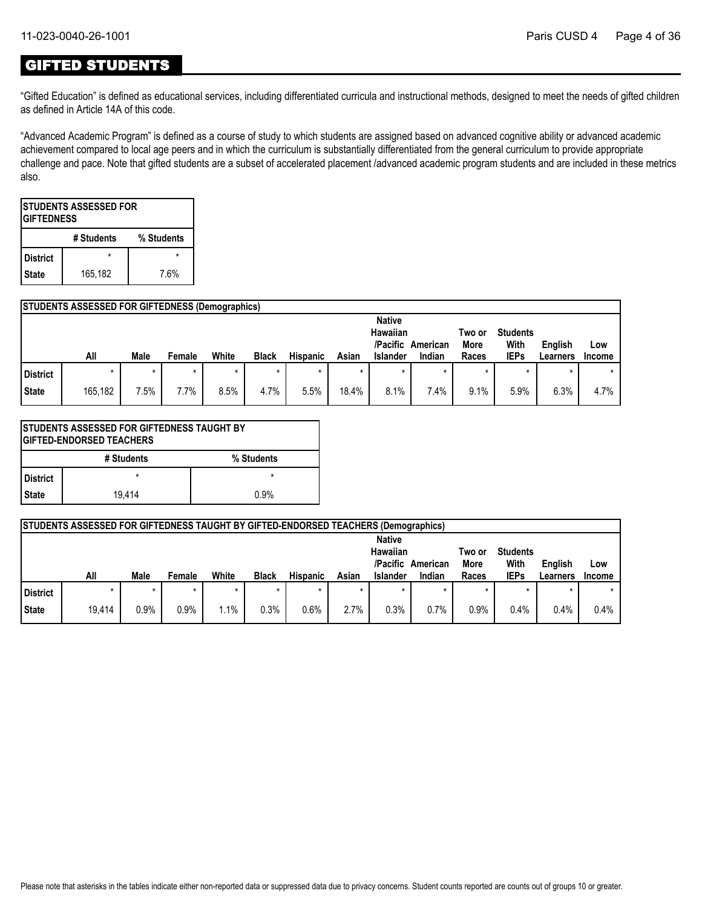## GIFTED STUDENTS

"Gifted Education" is defined as educational services, including differentiated curricula and instructional methods, designed to meet the needs of gifted children as defined in Article 14A of this code.

"Advanced Academic Program" is defined as a course of study to which students are assigned based on advanced cognitive ability or advanced academic achievement compared to local age peers and in which the curriculum is substantially differentiated from the general curriculum to provide appropriate challenge and pace. Note that gifted students are a subset of accelerated placement /advanced academic program students and are included in these metrics also.

| STUDENTS ASSESSED FOR GIFTEDNESS | | |
|---|---|---|
| | # Students | % Students |
| District | * | * |
| State | 165,182 | 7.6% |

| STUDENTS ASSESSED FOR GIFTEDNESS (Demographics) | | | | | | | | | | | | | |
|---|---|---|---|---|---|---|---|---|---|---|---|---|---|
| | All | Male | Female | White | Black | Hispanic | Asian | Native Hawaiian /Pacific Islander | American Indian | Two or More Races | Students With IEPs | English Learners | Low Income |
| District | * | * | * | * | * | * | * | * | * | * | * | * | * |
| State | 165,182 | 7.5% | 7.7% | 8.5% | 4.7% | 5.5% | 18.4% | 8.1% | 7.4% | 9.1% | 5.9% | 6.3% | 4.7% |

| STUDENTS ASSESSED FOR GIFTEDNESS TAUGHT BY GIFTED-ENDORSED TEACHERS | | |
|---|---|---|
| | # Students | % Students |
| District | * | * |
| State | 19,414 | 0.9% |

| STUDENTS ASSESSED FOR GIFTEDNESS TAUGHT BY GIFTED-ENDORSED TEACHERS (Demographics) | | | | | | | | | | | | | |
|---|---|---|---|---|---|---|---|---|---|---|---|---|---|
| | All | Male | Female | White | Black | Hispanic | Asian | Native Hawaiian /Pacific Islander | American Indian | Two or More Races | Students With IEPs | English Learners | Low Income |
| District | * | * | * | * | * | * | * | * | * | * | * | * | * |
| State | 19,414 | 0.9% | 0.9% | 1.1% | 0.3% | 0.6% | 2.7% | 0.3% | 0.7% | 0.9% | 0.4% | 0.4% | 0.4% |

Please note that asterisks in the tables indicate either non-reported data or suppressed data due to privacy concerns. Student counts reported are counts out of groups 10 or greater.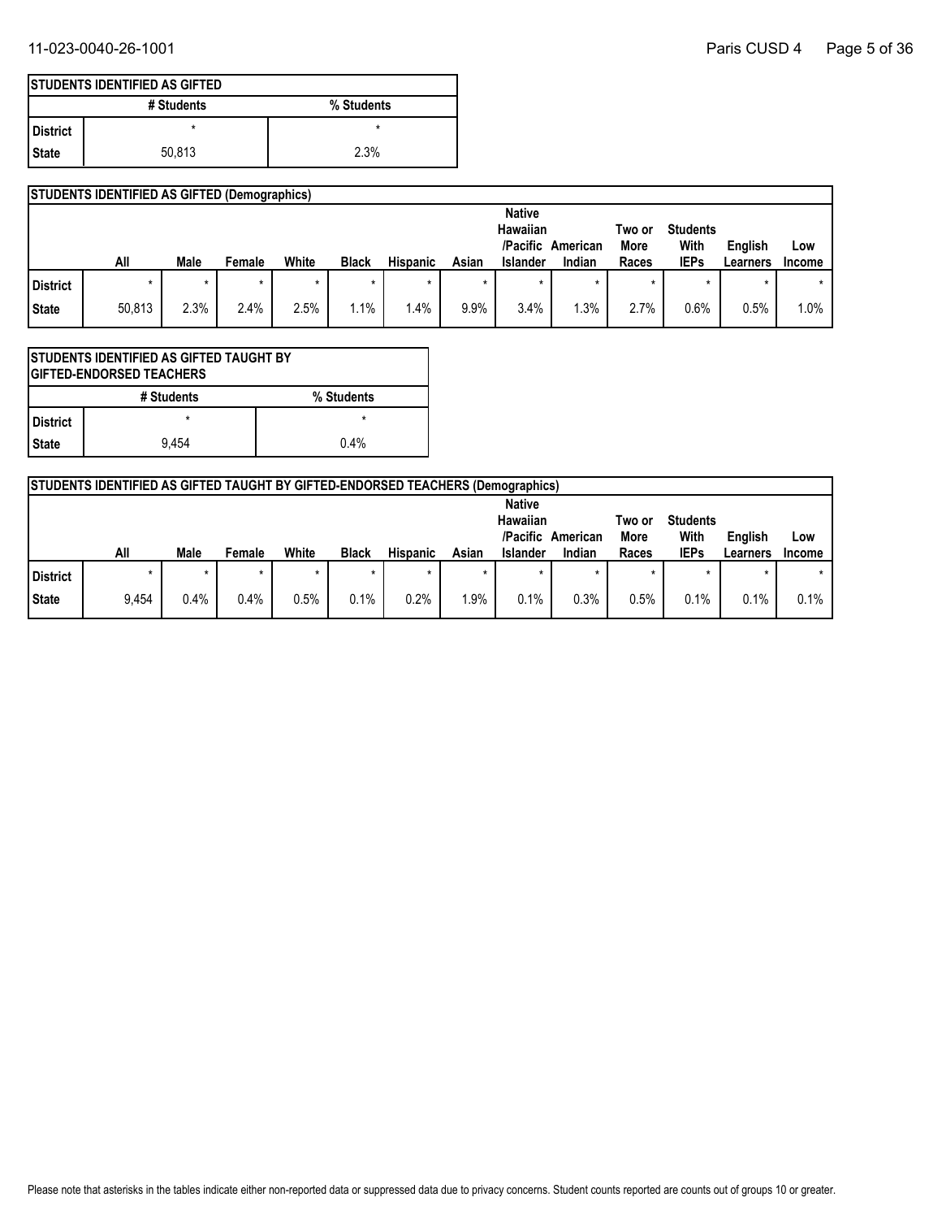## STUDENTS IDENTIFIED AS GIFTED

| | # Students | % Students |
|---|---|---|
| District | * | * |
| State | 50,813 | 2.3% |

## STUDENTS IDENTIFIED AS GIFTED (Demographics)

| | All | Male | Female | White | Black | Hispanic | Asian | Native Hawaiian /Pacific Islander | American Indian | Two or More Races | Students With IEPs | English Learners | Low Income |
|---|---|---|---|---|---|---|---|---|---|---|---|---|---|
| District | * | * | * | * | * | * | * | * | * | * | * | * | * |
| State | 50,813 | 2.3% | 2.4% | 2.5% | 1.1% | 1.4% | 9.9% | 3.4% | 1.3% | 2.7% | 0.6% | 0.5% | 1.0% |

## STUDENTS IDENTIFIED AS GIFTED TAUGHT BY GIFTED-ENDORSED TEACHERS

| | # Students | % Students |
|---|---|---|
| District | * | * |
| State | 9,454 | 0.4% |

## STUDENTS IDENTIFIED AS GIFTED TAUGHT BY GIFTED-ENDORSED TEACHERS (Demographics)

| | All | Male | Female | White | Black | Hispanic | Asian | Native Hawaiian /Pacific Islander | American Indian | Two or More Races | Students With IEPs | English Learners | Low Income |
|---|---|---|---|---|---|---|---|---|---|---|---|---|---|
| District | * | * | * | * | * | * | * | * | * | * | * | * | * |
| State | 9,454 | 0.4% | 0.4% | 0.5% | 0.1% | 0.2% | 1.9% | 0.1% | 0.3% | 0.5% | 0.1% | 0.1% | 0.1% |

Please note that asterisks in the tables indicate either non-reported data or suppressed data due to privacy concerns. Student counts reported are counts out of groups 10 or greater.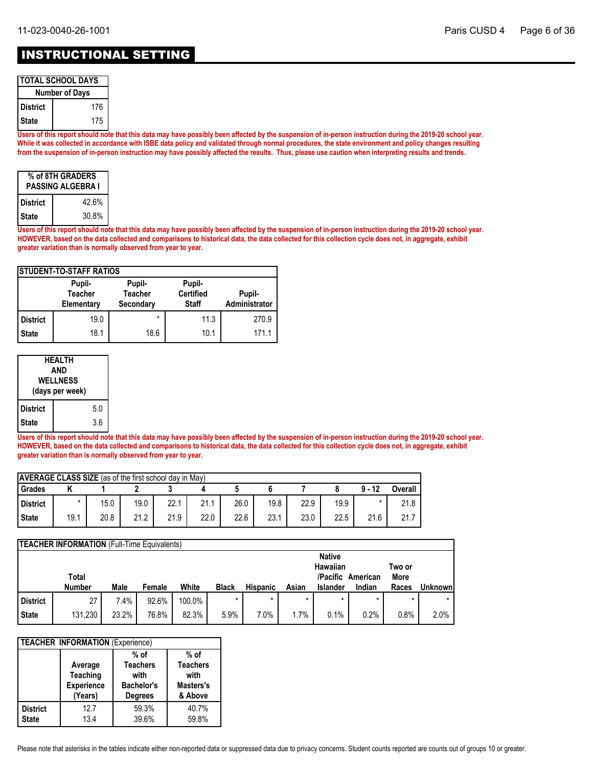# INSTRUCTIONAL SETTING

| TOTAL SCHOOL DAYS | |
|---|---|
| | Number of Days |
| District | 176 |
| State | 175 |

**Users of this report should note that this data may have possibly been affected by the suspension of in-person instruction during the 2019-20 school year. While it was collected in accordance with ISBE data policy and validated through normal procedures, the state environment and policy changes resulting from the suspension of in-person instruction may have possibly affected the results. Thus, please use caution when interpreting results and trends.**

| % of 8TH GRADERS PASSING ALGEBRA I | |
|---|---|
| District | 42.6% |
| State | 30.8% |

**Users of this report should note that this data may have possibly been affected by the suspension of in-person instruction during the 2019-20 school year. HOWEVER, based on the data collected and comparisons to historical data, the data collected for this collection cycle does not, in aggregate, exhibit greater variation than is normally observed from year to year.**

| STUDENT-TO-STAFF RATIOS | Pupil-Teacher Elementary | Pupil-Teacher Secondary | Pupil-Certified Staff | Pupil-Administrator |
|---|---|---|---|---|
| District | 19.0 | * | 11.3 | 270.9 |
| State | 18.1 | 18.6 | 10.1 | 171.1 |

| HEALTH AND WELLNESS (days per week) | |
|---|---|
| District | 5.0 |
| State | 3.6 |

**Users of this report should note that this data may have possibly been affected by the suspension of in-person instruction during the 2019-20 school year. HOWEVER, based on the data collected and comparisons to historical data, the data collected for this collection cycle does not, in aggregate, exhibit greater variation than is normally observed from year to year.**

**AVERAGE CLASS SIZE** (as of the first school day in May)

| Grades | K | 1 | 2 | 3 | 4 | 5 | 6 | 7 | 8 | 9 - 12 | Overall |
|---|---|---|---|---|---|---|---|---|---|---|---|
| District | * | 15.0 | 19.0 | 22.1 | 21.1 | 26.0 | 19.8 | 22.9 | 19.9 | * | 21.8 |
| State | 19.1 | 20.8 | 21.2 | 21.9 | 22.0 | 22.6 | 23.1 | 23.0 | 22.5 | 21.6 | 21.7 |

**TEACHER INFORMATION** (Full-Time Equivalents)

| | Total Number | Male | Female | White | Black | Hispanic | Asian | Native Hawaiian /Pacific Islander | American Indian | Two or More Races | Unknown |
|---|---|---|---|---|---|---|---|---|---|---|---|
| District | 27 | 7.4% | 92.6% | 100.0% | * | * | * | * | * | * | * |
| State | 131,230 | 23.2% | 76.8% | 82.3% | 5.9% | 7.0% | 1.7% | 0.1% | 0.2% | 0.8% | 2.0% |

**TEACHER INFORMATION** (Experience)

| | Average Teaching Experience (Years) | % of Teachers with Bachelor's Degrees | % of Teachers with Masters's & Above |
|---|---|---|---|
| District | 12.7 | 59.3% | 40.7% |
| State | 13.4 | 39.6% | 59.8% |

Please note that asterisks in the tables indicate either non-reported data or suppressed data due to privacy concerns. Student counts reported are counts out of groups 10 or greater.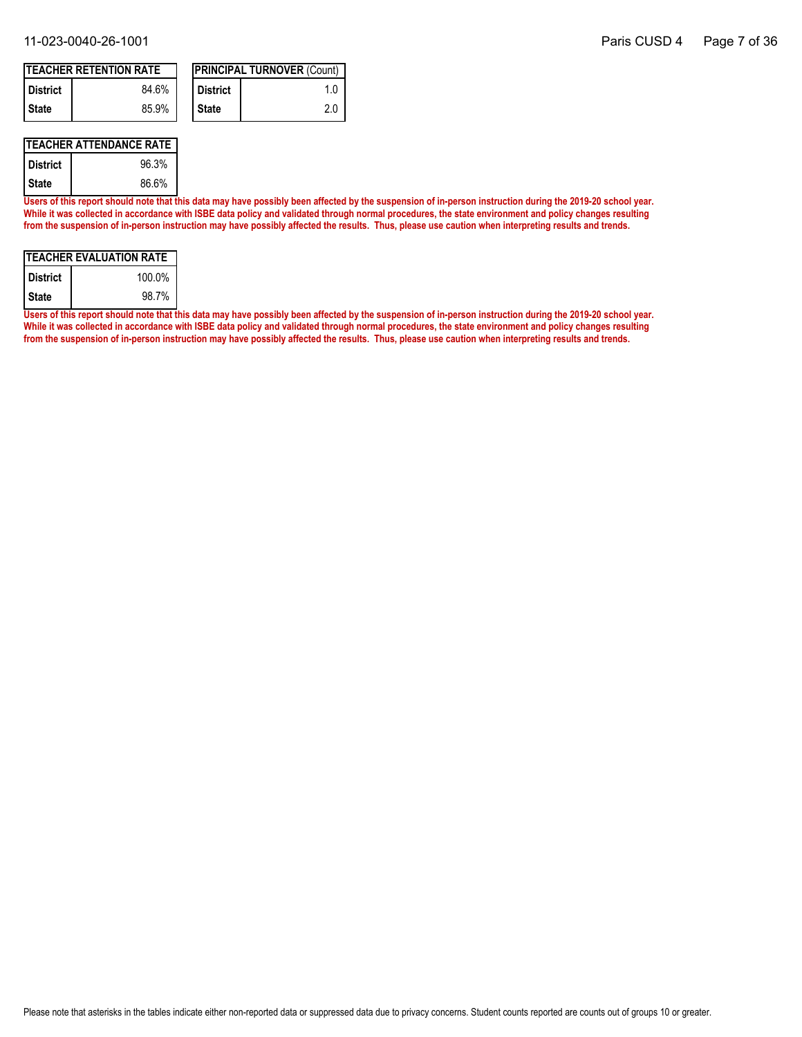| TEACHER RETENTION RATE | |
|---|---|
| District | 84.6% |
| State | 85.9% |

| PRINCIPAL TURNOVER (Count) | |
|---|---|
| District | 1.0 |
| State | 2.0 |

| TEACHER ATTENDANCE RATE | |
|---|---|
| District | 96.3% |
| State | 86.6% |

**Users of this report should note that this data may have possibly been affected by the suspension of in-person instruction during the 2019-20 school year. While it was collected in accordance with ISBE data policy and validated through normal procedures, the state environment and policy changes resulting from the suspension of in-person instruction may have possibly affected the results. Thus, please use caution when interpreting results and trends.**

| TEACHER EVALUATION RATE | |
|---|---|
| District | 100.0% |
| State | 98.7% |

**Users of this report should note that this data may have possibly been affected by the suspension of in-person instruction during the 2019-20 school year. While it was collected in accordance with ISBE data policy and validated through normal procedures, the state environment and policy changes resulting from the suspension of in-person instruction may have possibly affected the results. Thus, please use caution when interpreting results and trends.**

Please note that asterisks in the tables indicate either non-reported data or suppressed data due to privacy concerns. Student counts reported are counts out of groups 10 or greater.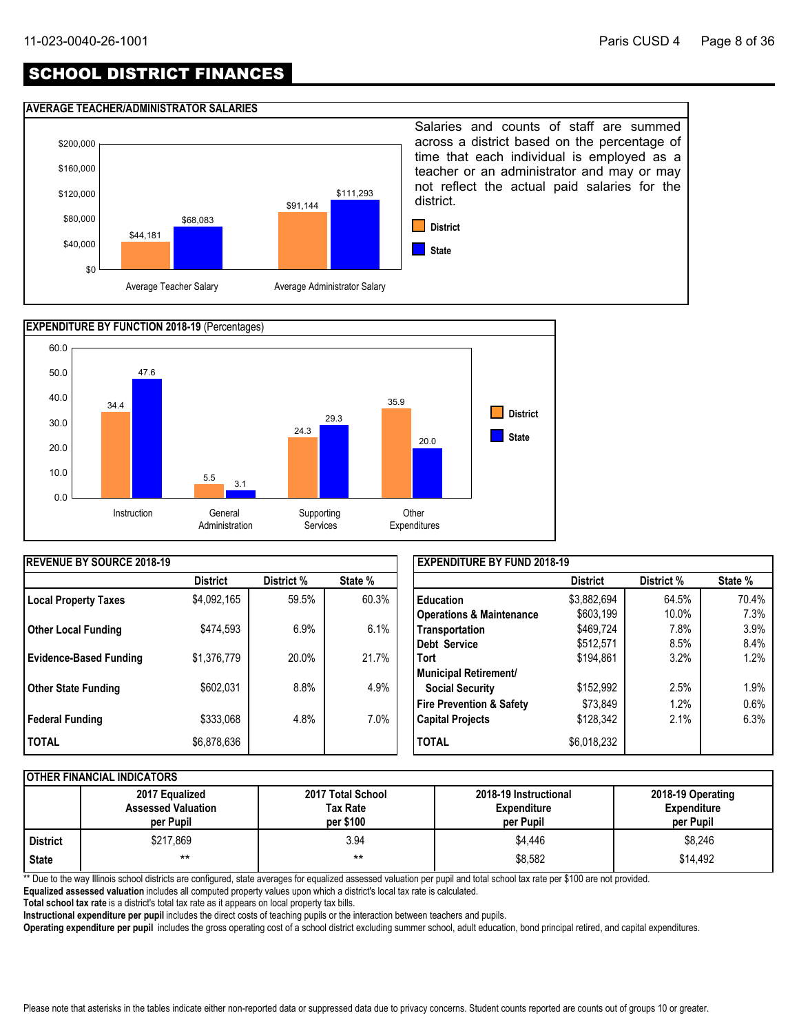# SCHOOL DISTRICT FINANCES

## AVERAGE TEACHER/ADMINISTRATOR SALARIES

| | District | State |
|---|---|---|
| Average Teacher Salary | $44,181 | $68,083 |
| Average Administrator Salary | $91,144 | $111,293 |

Salaries and counts of staff are summed across a district based on the percentage of time that each individual is employed as a teacher or an administrator and may or may not reflect the actual paid salaries for the district.

## EXPENDITURE BY FUNCTION 2018-19 (Percentages)

| | District | State |
|---|---|---|
| Instruction | 34.4 | 47.6 |
| General Administration | 5.5 | 3.1 |
| Supporting Services | 24.3 | 29.3 |
| Other Expenditures | 35.9 | 20.0 |

## REVENUE BY SOURCE 2018-19

| | District | District % | State % |
|---|---|---|---|
| **Local Property Taxes** | $4,092,165 | 59.5% | 60.3% |
| **Other Local Funding** | $474,593 | 6.9% | 6.1% |
| **Evidence-Based Funding** | $1,376,779 | 20.0% | 21.7% |
| **Other State Funding** | $602,031 | 8.8% | 4.9% |
| **Federal Funding** | $333,068 | 4.8% | 7.0% |
| **TOTAL** | $6,878,636 | | |

## EXPENDITURE BY FUND 2018-19

| | District | District % | State % |
|---|---|---|---|
| **Education** | $3,882,694 | 64.5% | 70.4% |
| **Operations & Maintenance** | $603,199 | 10.0% | 7.3% |
| **Transportation** | $469,724 | 7.8% | 3.9% |
| **Debt Service** | $512,571 | 8.5% | 8.4% |
| **Tort** | $194,861 | 3.2% | 1.2% |
| **Municipal Retirement/ Social Security** | $152,992 | 2.5% | 1.9% |
| **Fire Prevention & Safety** | $73,849 | 1.2% | 0.6% |
| **Capital Projects** | $128,342 | 2.1% | 6.3% |
| **TOTAL** | $6,018,232 | | |

## OTHER FINANCIAL INDICATORS

| | 2017 Equalized Assessed Valuation per Pupil | 2017 Total School Tax Rate per $100 | 2018-19 Instructional Expenditure per Pupil | 2018-19 Operating Expenditure per Pupil |
|---|---|---|---|---|
| **District** | $217,869 | 3.94 | $4,446 | $8,246 |
| **State** | ** | ** | $8,582 | $14,492 |

** Due to the way Illinois school districts are configured, state averages for equalized assessed valuation per pupil and total school tax rate per $100 are not provided.

**Equalized assessed valuation** includes all computed property values upon which a district's local tax rate is calculated.

**Total school tax rate** is a district's total tax rate as it appears on local property tax bills.

**Instructional expenditure per pupil** includes the direct costs of teaching pupils or the interaction between teachers and pupils.

**Operating expenditure per pupil** includes the gross operating cost of a school district excluding summer school, adult education, bond principal retired, and capital expenditures.

Please note that asterisks in the tables indicate either non-reported data or suppressed data due to privacy concerns. Student counts reported are counts out of groups 10 or greater.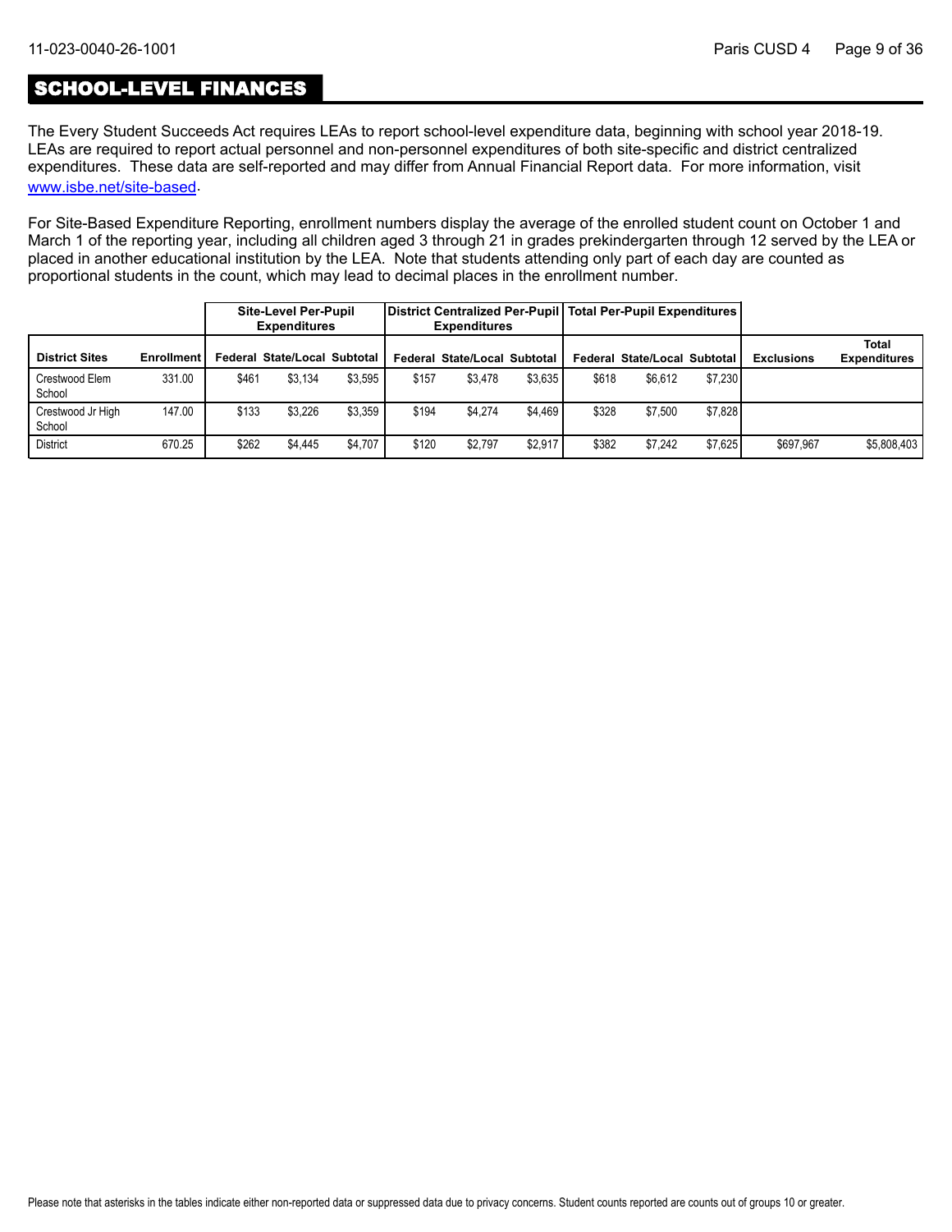## SCHOOL-LEVEL FINANCES

The Every Student Succeeds Act requires LEAs to report school-level expenditure data, beginning with school year 2018-19. LEAs are required to report actual personnel and non-personnel expenditures of both site-specific and district centralized expenditures. These data are self-reported and may differ from Annual Financial Report data. For more information, visit www.isbe.net/site-based.

For Site-Based Expenditure Reporting, enrollment numbers display the average of the enrolled student count on October 1 and March 1 of the reporting year, including all children aged 3 through 21 in grades prekindergarten through 12 served by the LEA or placed in another educational institution by the LEA. Note that students attending only part of each day are counted as proportional students in the count, which may lead to decimal places in the enrollment number.

| | | Site-Level Per-Pupil Expenditures | | | District Centralized Per-Pupil Expenditures | | | Total Per-Pupil Expenditures | | | | |
|---|---|---|---|---|---|---|---|---|---|---|---|---|
| **District Sites** | **Enrollment** | **Federal** | **State/Local** | **Subtotal** | **Federal** | **State/Local** | **Subtotal** | **Federal** | **State/Local** | **Subtotal** | **Exclusions** | **Total Expenditures** |
| Crestwood Elem School | 331.00 | $461 | $3,134 | $3,595 | $157 | $3,478 | $3,635 | $618 | $6,612 | $7,230 | | |
| Crestwood Jr High School | 147.00 | $133 | $3,226 | $3,359 | $194 | $4,274 | $4,469 | $328 | $7,500 | $7,828 | | |
| District | 670.25 | $262 | $4,445 | $4,707 | $120 | $2,797 | $2,917 | $382 | $7,242 | $7,625 | $697,967 | $5,808,403 |

Please note that asterisks in the tables indicate either non-reported data or suppressed data due to privacy concerns. Student counts reported are counts out of groups 10 or greater.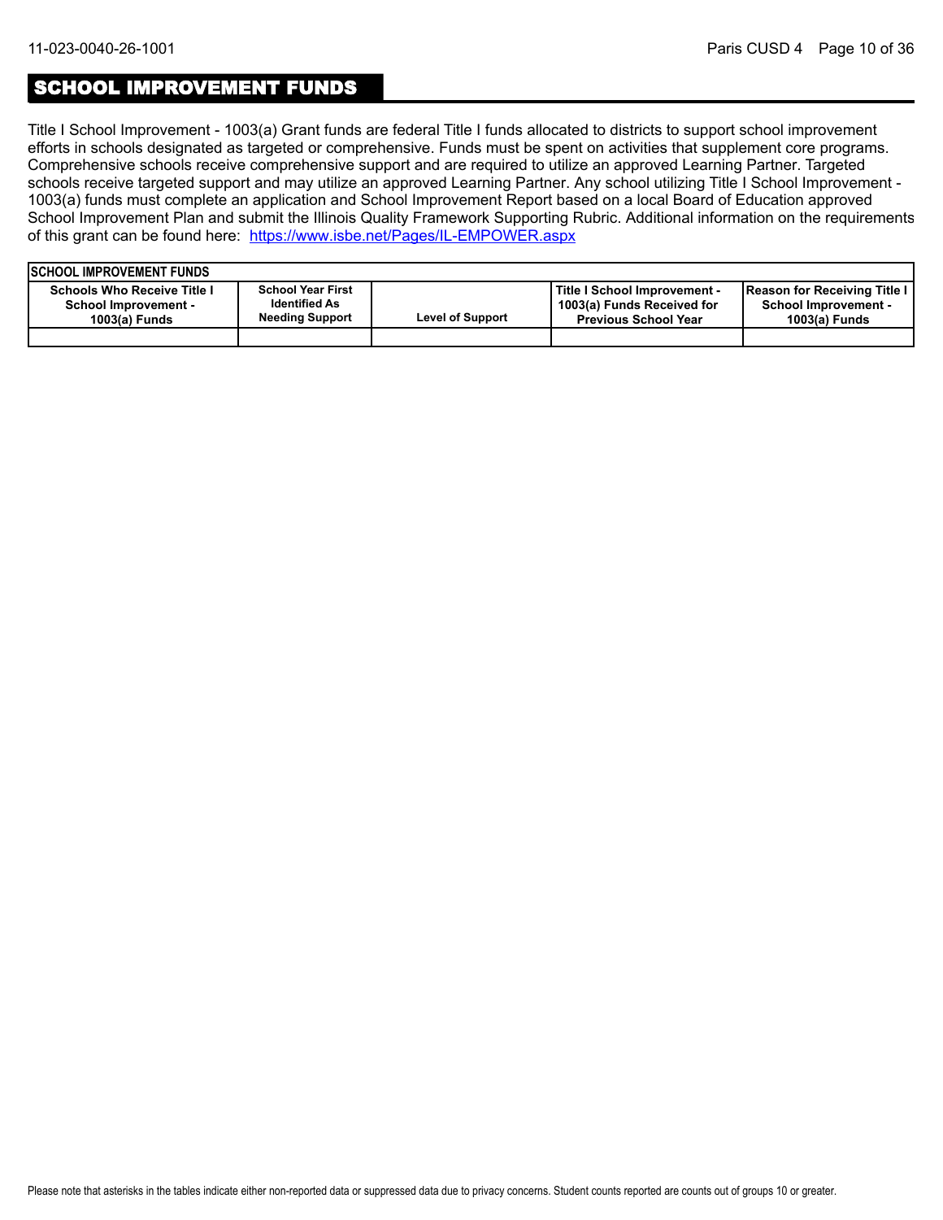## SCHOOL IMPROVEMENT FUNDS

Title I School Improvement - 1003(a) Grant funds are federal Title I funds allocated to districts to support school improvement efforts in schools designated as targeted or comprehensive. Funds must be spent on activities that supplement core programs. Comprehensive schools receive comprehensive support and are required to utilize an approved Learning Partner. Targeted schools receive targeted support and may utilize an approved Learning Partner. Any school utilizing Title I School Improvement - 1003(a) funds must complete an application and School Improvement Report based on a local Board of Education approved School Improvement Plan and submit the Illinois Quality Framework Supporting Rubric. Additional information on the requirements of this grant can be found here: https://www.isbe.net/Pages/IL-EMPOWER.aspx

| SCHOOL IMPROVEMENT FUNDS | | | | |
|---|---|---|---|---|
| Schools Who Receive Title I School Improvement - 1003(a) Funds | School Year First Identified As Needing Support | Level of Support | Title I School Improvement - 1003(a) Funds Received for Previous School Year | Reason for Receiving Title I School Improvement - 1003(a) Funds |
| | | | | |

Please note that asterisks in the tables indicate either non-reported data or suppressed data due to privacy concerns. Student counts reported are counts out of groups 10 or greater.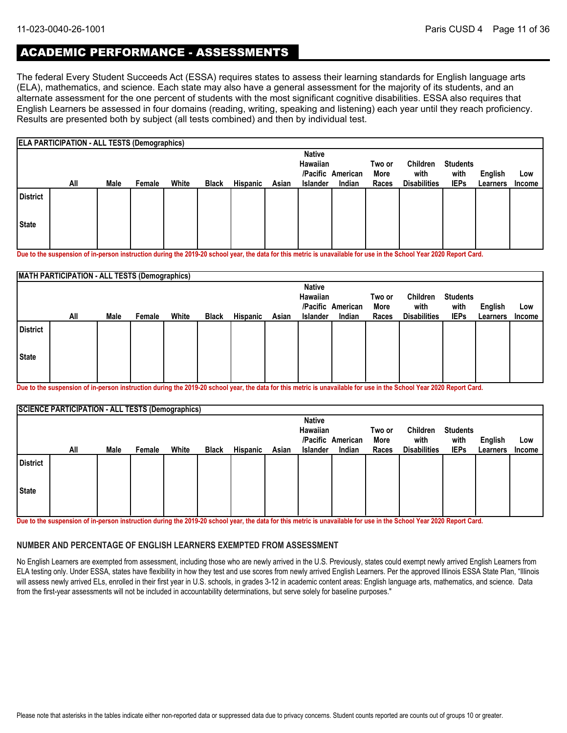# ACADEMIC PERFORMANCE - ASSESSMENTS

The federal Every Student Succeeds Act (ESSA) requires states to assess their learning standards for English language arts (ELA), mathematics, and science. Each state may also have a general assessment for the majority of its students, and an alternate assessment for the one percent of students with the most significant cognitive disabilities. ESSA also requires that English Learners be assessed in four domains (reading, writing, speaking and listening) each year until they reach proficiency. Results are presented both by subject (all tests combined) and then by individual test.

**ELA PARTICIPATION - ALL TESTS (Demographics)**

| | All | Male | Female | White | Black | Hispanic | Asian | Native Hawaiian /Pacific Islander | American Indian | Two or More Races | Children with Disabilities | Students with IEPs | English Learners | Low Income |
|---|---|---|---|---|---|---|---|---|---|---|---|---|---|---|
| District | | | | | | | | | | | | | | |
| State | | | | | | | | | | | | | | |

**Due to the suspension of in-person instruction during the 2019-20 school year, the data for this metric is unavailable for use in the School Year 2020 Report Card.**

**MATH PARTICIPATION - ALL TESTS (Demographics)**

| | All | Male | Female | White | Black | Hispanic | Asian | Native Hawaiian /Pacific Islander | American Indian | Two or More Races | Children with Disabilities | Students with IEPs | English Learners | Low Income |
|---|---|---|---|---|---|---|---|---|---|---|---|---|---|---|
| District | | | | | | | | | | | | | | |
| State | | | | | | | | | | | | | | |

**Due to the suspension of in-person instruction during the 2019-20 school year, the data for this metric is unavailable for use in the School Year 2020 Report Card.**

**SCIENCE PARTICIPATION - ALL TESTS (Demographics)**

| | All | Male | Female | White | Black | Hispanic | Asian | Native Hawaiian /Pacific Islander | American Indian | Two or More Races | Children with Disabilities | Students with IEPs | English Learners | Low Income |
|---|---|---|---|---|---|---|---|---|---|---|---|---|---|---|
| District | | | | | | | | | | | | | | |
| State | | | | | | | | | | | | | | |

**Due to the suspension of in-person instruction during the 2019-20 school year, the data for this metric is unavailable for use in the School Year 2020 Report Card.**

### NUMBER AND PERCENTAGE OF ENGLISH LEARNERS EXEMPTED FROM ASSESSMENT

No English Learners are exempted from assessment, including those who are newly arrived in the U.S. Previously, states could exempt newly arrived English Learners from ELA testing only. Under ESSA, states have flexibility in how they test and use scores from newly arrived English Learners. Per the approved Illinois ESSA State Plan, "Illinois will assess newly arrived ELs, enrolled in their first year in U.S. schools, in grades 3-12 in academic content areas: English language arts, mathematics, and science. Data from the first-year assessments will not be included in accountability determinations, but serve solely for baseline purposes."

Please note that asterisks in the tables indicate either non-reported data or suppressed data due to privacy concerns. Student counts reported are counts out of groups 10 or greater.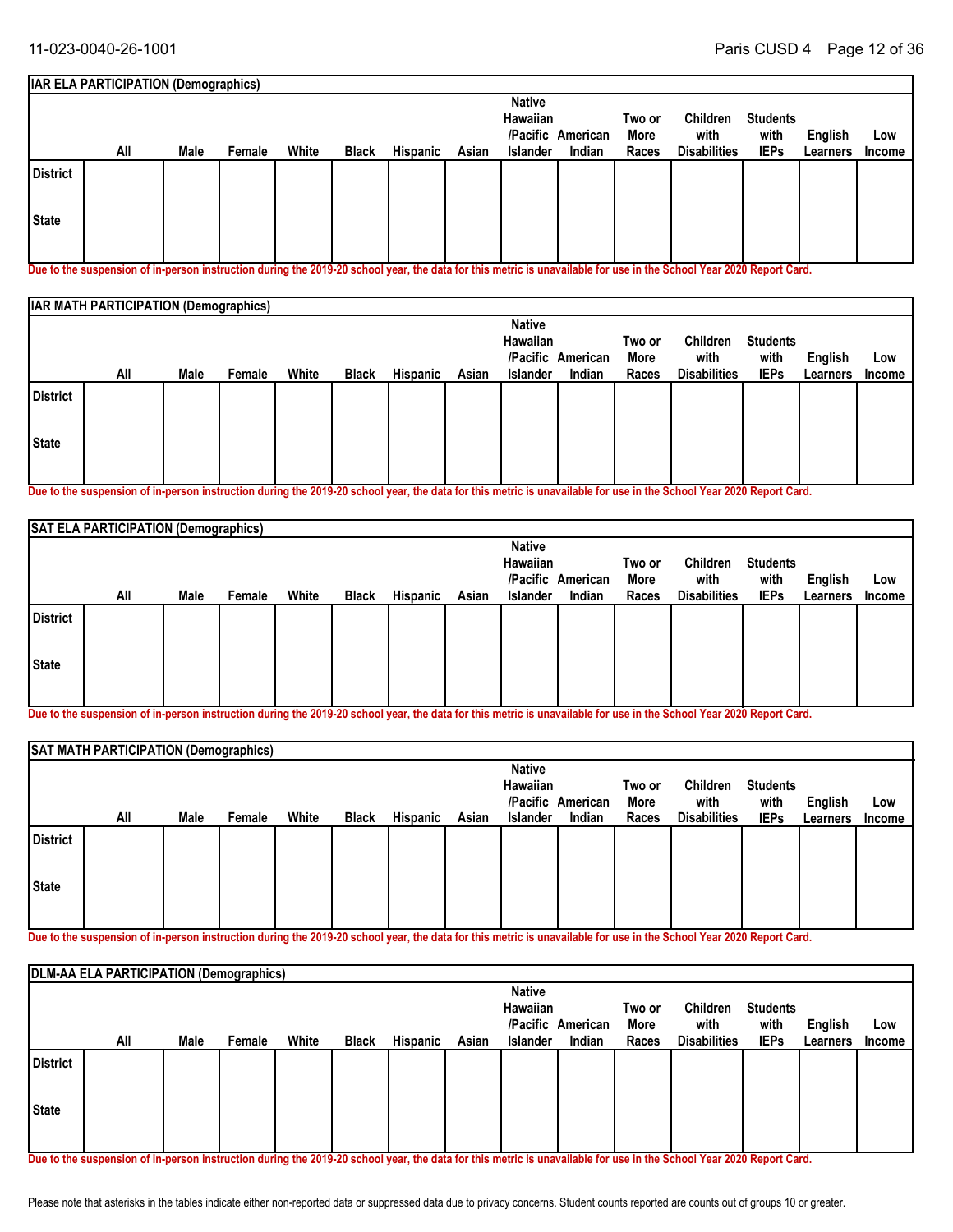## IAR ELA PARTICIPATION (Demographics)

| | All | Male | Female | White | Black | Hispanic | Asian | Native Hawaiian /Pacific Islander | American Indian | Two or More Races | Children with Disabilities | Students with IEPs | English Learners | Low Income |
|---|---|---|---|---|---|---|---|---|---|---|---|---|---|---|
| District | | | | | | | | | | | | | | |
| State | | | | | | | | | | | | | | |

Due to the suspension of in-person instruction during the 2019-20 school year, the data for this metric is unavailable for use in the School Year 2020 Report Card.

## IAR MATH PARTICIPATION (Demographics)

| | All | Male | Female | White | Black | Hispanic | Asian | Native Hawaiian /Pacific Islander | American Indian | Two or More Races | Children with Disabilities | Students with IEPs | English Learners | Low Income |
|---|---|---|---|---|---|---|---|---|---|---|---|---|---|---|
| District | | | | | | | | | | | | | | |
| State | | | | | | | | | | | | | | |

Due to the suspension of in-person instruction during the 2019-20 school year, the data for this metric is unavailable for use in the School Year 2020 Report Card.

## SAT ELA PARTICIPATION (Demographics)

| | All | Male | Female | White | Black | Hispanic | Asian | Native Hawaiian /Pacific Islander | American Indian | Two or More Races | Children with Disabilities | Students with IEPs | English Learners | Low Income |
|---|---|---|---|---|---|---|---|---|---|---|---|---|---|---|
| District | | | | | | | | | | | | | | |
| State | | | | | | | | | | | | | | |

Due to the suspension of in-person instruction during the 2019-20 school year, the data for this metric is unavailable for use in the School Year 2020 Report Card.

## SAT MATH PARTICIPATION (Demographics)

| | All | Male | Female | White | Black | Hispanic | Asian | Native Hawaiian /Pacific Islander | American Indian | Two or More Races | Children with Disabilities | Students with IEPs | English Learners | Low Income |
|---|---|---|---|---|---|---|---|---|---|---|---|---|---|---|
| District | | | | | | | | | | | | | | |
| State | | | | | | | | | | | | | | |

Due to the suspension of in-person instruction during the 2019-20 school year, the data for this metric is unavailable for use in the School Year 2020 Report Card.

## DLM-AA ELA PARTICIPATION (Demographics)

| | All | Male | Female | White | Black | Hispanic | Asian | Native Hawaiian /Pacific Islander | American Indian | Two or More Races | Children with Disabilities | Students with IEPs | English Learners | Low Income |
|---|---|---|---|---|---|---|---|---|---|---|---|---|---|---|
| District | | | | | | | | | | | | | | |
| State | | | | | | | | | | | | | | |

Due to the suspension of in-person instruction during the 2019-20 school year, the data for this metric is unavailable for use in the School Year 2020 Report Card.

Please note that asterisks in the tables indicate either non-reported data or suppressed data due to privacy concerns. Student counts reported are counts out of groups 10 or greater.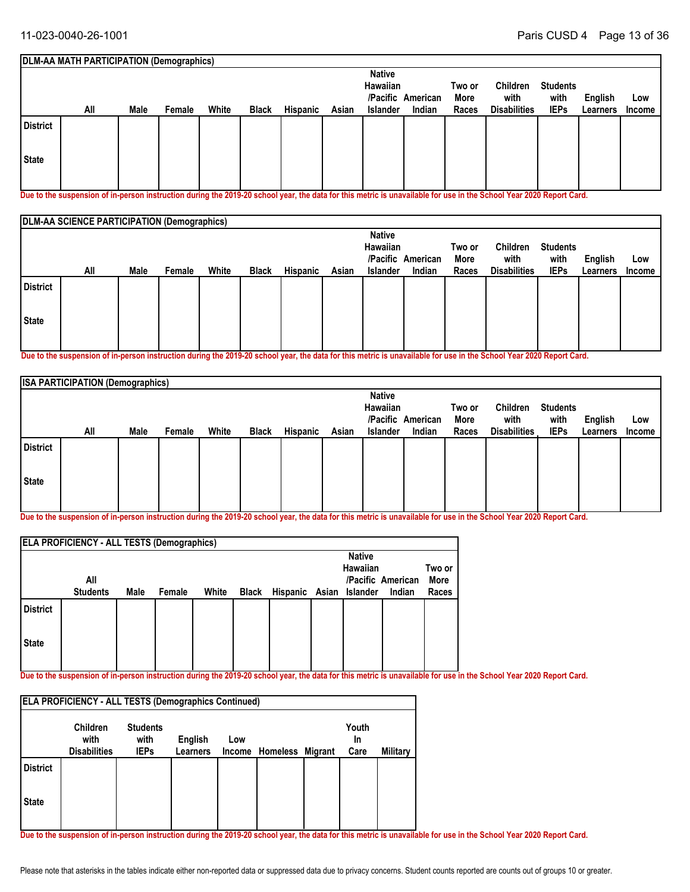| DLM-AA MATH PARTICIPATION (Demographics) | | | | | | | | | | | | | | |
|---|---|---|---|---|---|---|---|---|---|---|---|---|---|---|
| | All | Male | Female | White | Black | Hispanic | Asian | Native Hawaiian /Pacific Islander | American Indian | Two or More Races | Children with Disabilities | Students with IEPs | English Learners | Low Income |
| District | | | | | | | | | | | | | | |
| State | | | | | | | | | | | | | | |

Due to the suspension of in-person instruction during the 2019-20 school year, the data for this metric is unavailable for use in the School Year 2020 Report Card.

| DLM-AA SCIENCE PARTICIPATION (Demographics) | | | | | | | | | | | | | | |
|---|---|---|---|---|---|---|---|---|---|---|---|---|---|---|
| | All | Male | Female | White | Black | Hispanic | Asian | Native Hawaiian /Pacific Islander | American Indian | Two or More Races | Children with Disabilities | Students with IEPs | English Learners | Low Income |
| District | | | | | | | | | | | | | | |
| State | | | | | | | | | | | | | | |

Due to the suspension of in-person instruction during the 2019-20 school year, the data for this metric is unavailable for use in the School Year 2020 Report Card.

| ISA PARTICIPATION (Demographics) | | | | | | | | | | | | | | |
|---|---|---|---|---|---|---|---|---|---|---|---|---|---|---|
| | All | Male | Female | White | Black | Hispanic | Asian | Native Hawaiian /Pacific Islander | American Indian | Two or More Races | Children with Disabilities | Students with IEPs | English Learners | Low Income |
| District | | | | | | | | | | | | | | |
| State | | | | | | | | | | | | | | |

Due to the suspension of in-person instruction during the 2019-20 school year, the data for this metric is unavailable for use in the School Year 2020 Report Card.

| ELA PROFICIENCY - ALL TESTS (Demographics) | | | | | | | | | | |
|---|---|---|---|---|---|---|---|---|---|---|
| | All Students | Male | Female | White | Black | Hispanic | Asian | Native Hawaiian /Pacific Islander | American Indian | Two or More Races |
| District | | | | | | | | | | |
| State | | | | | | | | | | |

Due to the suspension of in-person instruction during the 2019-20 school year, the data for this metric is unavailable for use in the School Year 2020 Report Card.

| ELA PROFICIENCY - ALL TESTS (Demographics Continued) | | | | | | | | |
|---|---|---|---|---|---|---|---|---|
| | Children with Disabilities | Students with IEPs | English Learners | Low Income | Homeless | Migrant | Youth In Care | Military |
| District | | | | | | | | |
| State | | | | | | | | |

Due to the suspension of in-person instruction during the 2019-20 school year, the data for this metric is unavailable for use in the School Year 2020 Report Card.

Please note that asterisks in the tables indicate either non-reported data or suppressed data due to privacy concerns. Student counts reported are counts out of groups 10 or greater.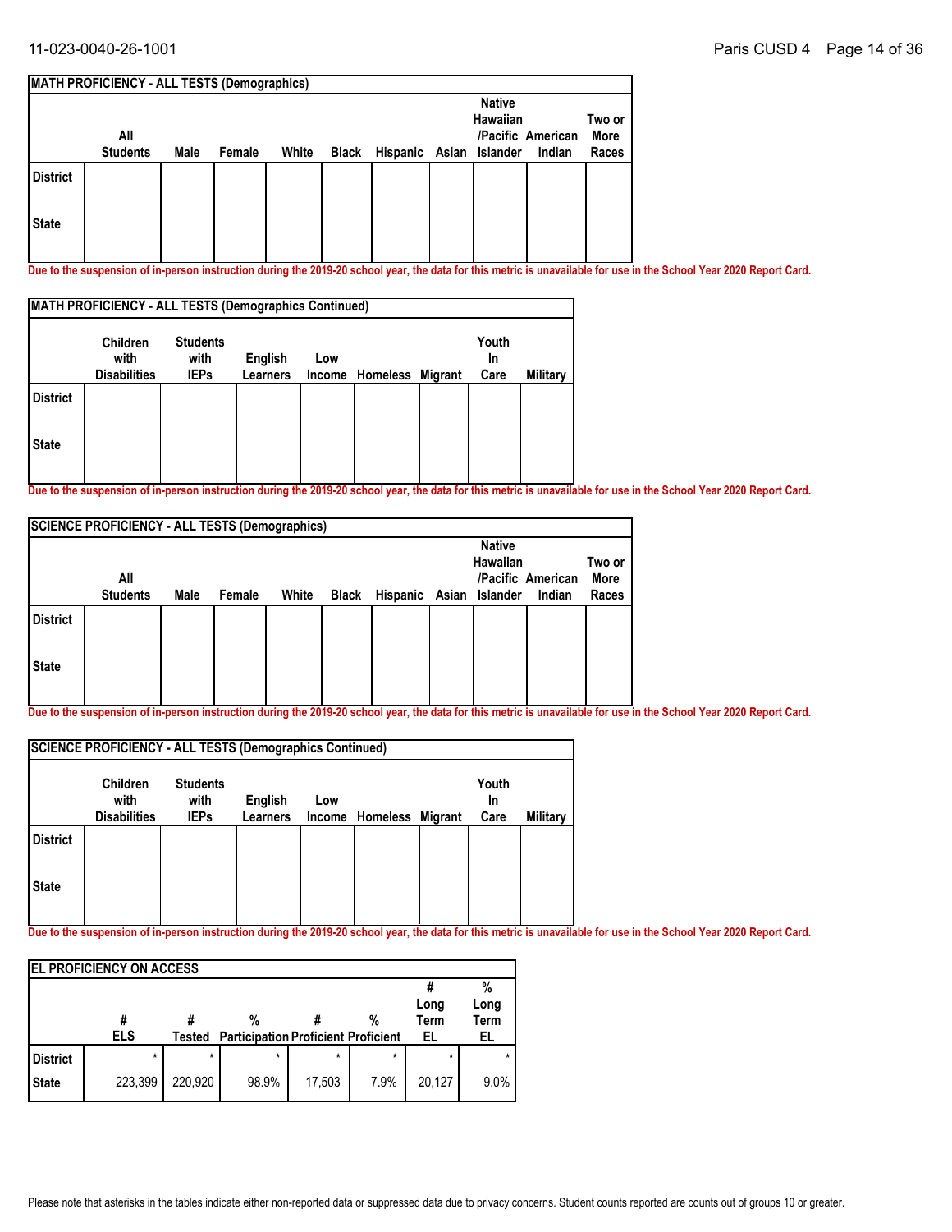| MATH PROFICIENCY - ALL TESTS (Demographics) | | | | | | | | | | |
|---|---|---|---|---|---|---|---|---|---|---|
| | All Students | Male | Female | White | Black | Hispanic | Asian | Native Hawaiian /Pacific Islander | American Indian | Two or More Races |
| District | | | | | | | | | | |
| State | | | | | | | | | | |

Due to the suspension of in-person instruction during the 2019-20 school year, the data for this metric is unavailable for use in the School Year 2020 Report Card.

| MATH PROFICIENCY - ALL TESTS (Demographics Continued) | | | | | | | | |
|---|---|---|---|---|---|---|---|---|
| | Children with Disabilities | Students with IEPs | English Learners | Low Income | Homeless | Migrant | Youth In Care | Military |
| District | | | | | | | | |
| State | | | | | | | | |

Due to the suspension of in-person instruction during the 2019-20 school year, the data for this metric is unavailable for use in the School Year 2020 Report Card.

| SCIENCE PROFICIENCY - ALL TESTS (Demographics) | | | | | | | | | | |
|---|---|---|---|---|---|---|---|---|---|---|
| | All Students | Male | Female | White | Black | Hispanic | Asian | Native Hawaiian /Pacific Islander | American Indian | Two or More Races |
| District | | | | | | | | | | |
| State | | | | | | | | | | |

Due to the suspension of in-person instruction during the 2019-20 school year, the data for this metric is unavailable for use in the School Year 2020 Report Card.

| SCIENCE PROFICIENCY - ALL TESTS (Demographics Continued) | | | | | | | | |
|---|---|---|---|---|---|---|---|---|
| | Children with Disabilities | Students with IEPs | English Learners | Low Income | Homeless | Migrant | Youth In Care | Military |
| District | | | | | | | | |
| State | | | | | | | | |

Due to the suspension of in-person instruction during the 2019-20 school year, the data for this metric is unavailable for use in the School Year 2020 Report Card.

| EL PROFICIENCY ON ACCESS | | | | | | | |
|---|---|---|---|---|---|---|---|
| | # ELS | # Tested | % Participation | # Proficient | % Proficient | # Long Term EL | % Long Term EL |
| District | * | * | * | * | * | * | * |
| State | 223,399 | 220,920 | 98.9% | 17,503 | 7.9% | 20,127 | 9.0% |

Please note that asterisks in the tables indicate either non-reported data or suppressed data due to privacy concerns. Student counts reported are counts out of groups 10 or greater.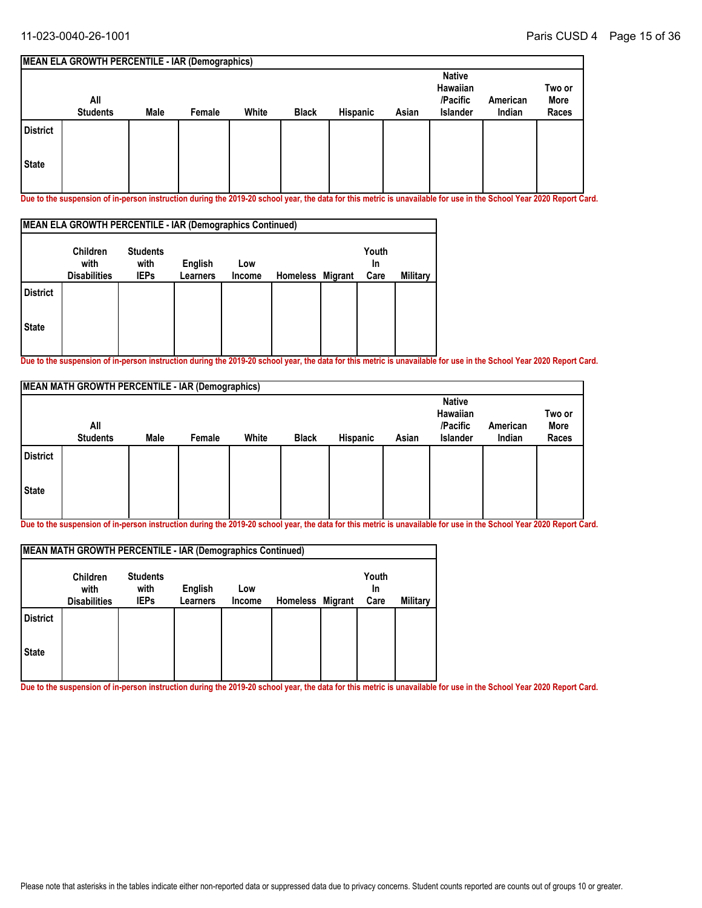**MEAN ELA GROWTH PERCENTILE - IAR (Demographics)**

| | All Students | Male | Female | White | Black | Hispanic | Asian | Native Hawaiian /Pacific Islander | American Indian | Two or More Races |
|---|---|---|---|---|---|---|---|---|---|---|
| District | | | | | | | | | | |
| State | | | | | | | | | | |

Due to the suspension of in-person instruction during the 2019-20 school year, the data for this metric is unavailable for use in the School Year 2020 Report Card.

**MEAN ELA GROWTH PERCENTILE - IAR (Demographics Continued)**

| | Children with Disabilities | Students with IEPs | English Learners | Low Income | Homeless | Migrant | Youth In Care | Military |
|---|---|---|---|---|---|---|---|---|
| District | | | | | | | | |
| State | | | | | | | | |

Due to the suspension of in-person instruction during the 2019-20 school year, the data for this metric is unavailable for use in the School Year 2020 Report Card.

**MEAN MATH GROWTH PERCENTILE - IAR (Demographics)**

| | All Students | Male | Female | White | Black | Hispanic | Asian | Native Hawaiian /Pacific Islander | American Indian | Two or More Races |
|---|---|---|---|---|---|---|---|---|---|---|
| District | | | | | | | | | | |
| State | | | | | | | | | | |

Due to the suspension of in-person instruction during the 2019-20 school year, the data for this metric is unavailable for use in the School Year 2020 Report Card.

**MEAN MATH GROWTH PERCENTILE - IAR (Demographics Continued)**

| | Children with Disabilities | Students with IEPs | English Learners | Low Income | Homeless | Migrant | Youth In Care | Military |
|---|---|---|---|---|---|---|---|---|
| District | | | | | | | | |
| State | | | | | | | | |

Due to the suspension of in-person instruction during the 2019-20 school year, the data for this metric is unavailable for use in the School Year 2020 Report Card.

Please note that asterisks in the tables indicate either non-reported data or suppressed data due to privacy concerns. Student counts reported are counts out of groups 10 or greater.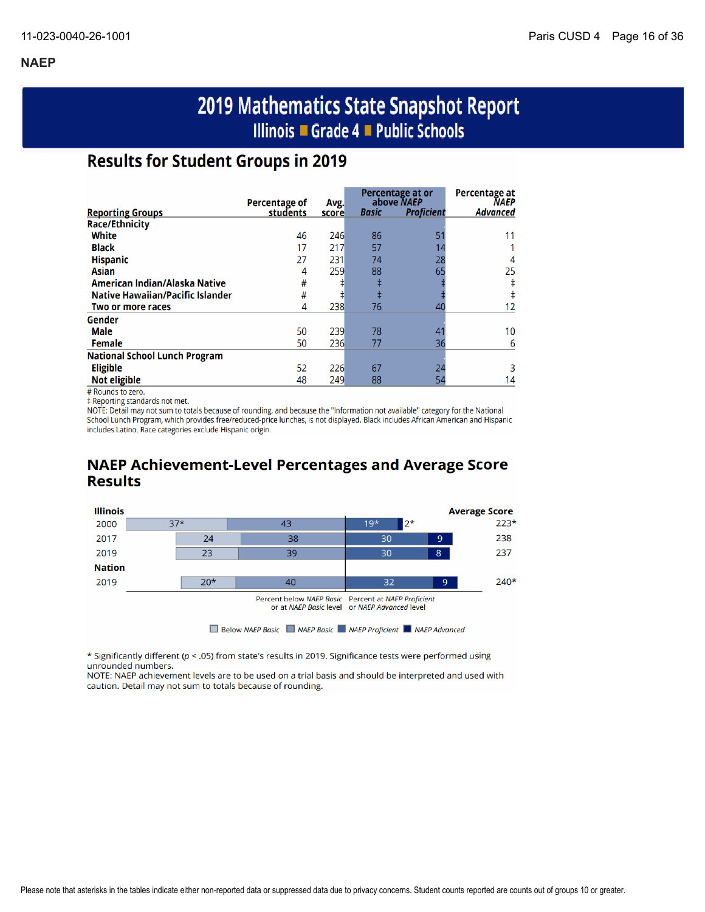## NAEP

# 2019 Mathematics State Snapshot Report

## Illinois ■ Grade 4 ■ Public Schools

## Results for Student Groups in 2019

| Reporting Groups | Percentage of students | Avg. score | Percentage at or above NAEP Basic | Percentage at or above NAEP Proficient | Percentage at NAEP Advanced |
|---|---|---|---|---|---|
| **Race/Ethnicity** | | | | | |
| White | 46 | 246 | 86 | 51 | 11 |
| Black | 17 | 217 | 57 | 14 | 1 |
| Hispanic | 27 | 231 | 74 | 28 | 4 |
| Asian | 4 | 259 | 88 | 65 | 25 |
| American Indian/Alaska Native | # | ‡ | ‡ | ‡ | ‡ |
| Native Hawaiian/Pacific Islander | # | ‡ | ‡ | ‡ | ‡ |
| Two or more races | 4 | 238 | 76 | 40 | 12 |
| **Gender** | | | | | |
| Male | 50 | 239 | 78 | 41 | 10 |
| Female | 50 | 236 | 77 | 36 | 6 |
| **National School Lunch Program** | | | | | |
| Eligible | 52 | 226 | 67 | 24 | 3 |
| Not eligible | 48 | 249 | 88 | 54 | 14 |

# Rounds to zero.
‡ Reporting standards not met.
NOTE: Detail may not sum to totals because of rounding, and because the "Information not available" category for the National School Lunch Program, which provides free/reduced-price lunches, is not displayed. Black includes African American and Hispanic includes Latino. Race categories exclude Hispanic origin.

## NAEP Achievement-Level Percentages and Average Score Results

| | Below *NAEP Basic* | *NAEP Basic* | *NAEP Proficient* | *NAEP Advanced* | Average Score |
|---|---|---|---|---|---|
| **Illinois** | | | | | |
| 2000 | 37* | 43 | 19* | 2* | 223* |
| 2017 | 24 | 38 | 30 | 9 | 238 |
| 2019 | 23 | 39 | 30 | 8 | 237 |
| **Nation** | | | | | |
| 2019 | 20* | 40 | 32 | 9 | 240* |

Percent below *NAEP Basic* or at *NAEP Basic* level | Percent at *NAEP Proficient* or *NAEP Advanced* level

\* Significantly different ($p < .05$) from state's results in 2019. Significance tests were performed using unrounded numbers.
NOTE: NAEP achievement levels are to be used on a trial basis and should be interpreted and used with caution. Detail may not sum to totals because of rounding.

Please note that asterisks in the tables indicate either non-reported data or suppressed data due to privacy concerns. Student counts reported are counts out of groups 10 or greater.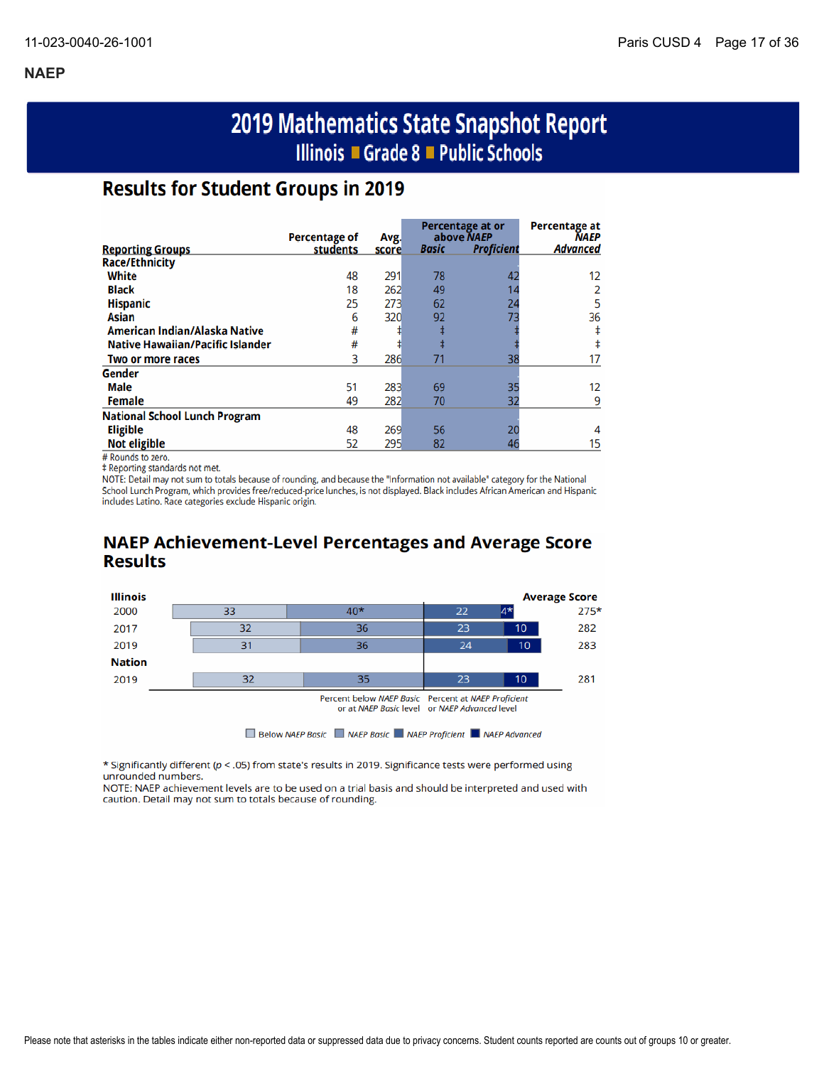## NAEP

# 2019 Mathematics State Snapshot Report

## Illinois ■ Grade 8 ■ Public Schools

## Results for Student Groups in 2019

| Reporting Groups | Percentage of students | Avg. score | Percentage at or above NAEP Basic | Percentage at or above NAEP Proficient | Percentage at NAEP Advanced |
|---|---|---|---|---|---|
| **Race/Ethnicity** | | | | | |
| White | 48 | 291 | 78 | 42 | 12 |
| Black | 18 | 262 | 49 | 14 | 2 |
| Hispanic | 25 | 273 | 62 | 24 | 5 |
| Asian | 6 | 320 | 92 | 73 | 36 |
| American Indian/Alaska Native | # | ‡ | ‡ | ‡ | ‡ |
| Native Hawaiian/Pacific Islander | # | ‡ | ‡ | ‡ | ‡ |
| Two or more races | 3 | 286 | 71 | 38 | 17 |
| **Gender** | | | | | |
| Male | 51 | 283 | 69 | 35 | 12 |
| Female | 49 | 282 | 70 | 32 | 9 |
| **National School Lunch Program** | | | | | |
| Eligible | 48 | 269 | 56 | 20 | 4 |
| Not eligible | 52 | 295 | 82 | 46 | 15 |

\# Rounds to zero.
‡ Reporting standards not met.
NOTE: Detail may not sum to totals because of rounding, and because the "Information not available" category for the National School Lunch Program, which provides free/reduced-price lunches, is not displayed. Black includes African American and Hispanic includes Latino. Race categories exclude Hispanic origin.

## NAEP Achievement-Level Percentages and Average Score Results

| | Below NAEP Basic | NAEP Basic | NAEP Proficient | NAEP Advanced | Average Score |
|---|---|---|---|---|---|
| **Illinois** | | | | | |
| 2000 | 33 | 40* | 22 | 4* | 275* |
| 2017 | 32 | 36 | 23 | 10 | 282 |
| 2019 | 31 | 36 | 24 | 10 | 283 |
| **Nation** | | | | | |
| 2019 | 32 | 35 | 23 | 10 | 281 |

Percent below *NAEP Basic* or at *NAEP Basic* level | Percent at *NAEP Proficient* or *NAEP Advanced* level

\* Significantly different ($p < .05$) from state's results in 2019. Significance tests were performed using unrounded numbers.
NOTE: NAEP achievement levels are to be used on a trial basis and should be interpreted and used with caution. Detail may not sum to totals because of rounding.

Please note that asterisks in the tables indicate either non-reported data or suppressed data due to privacy concerns. Student counts reported are counts out of groups 10 or greater.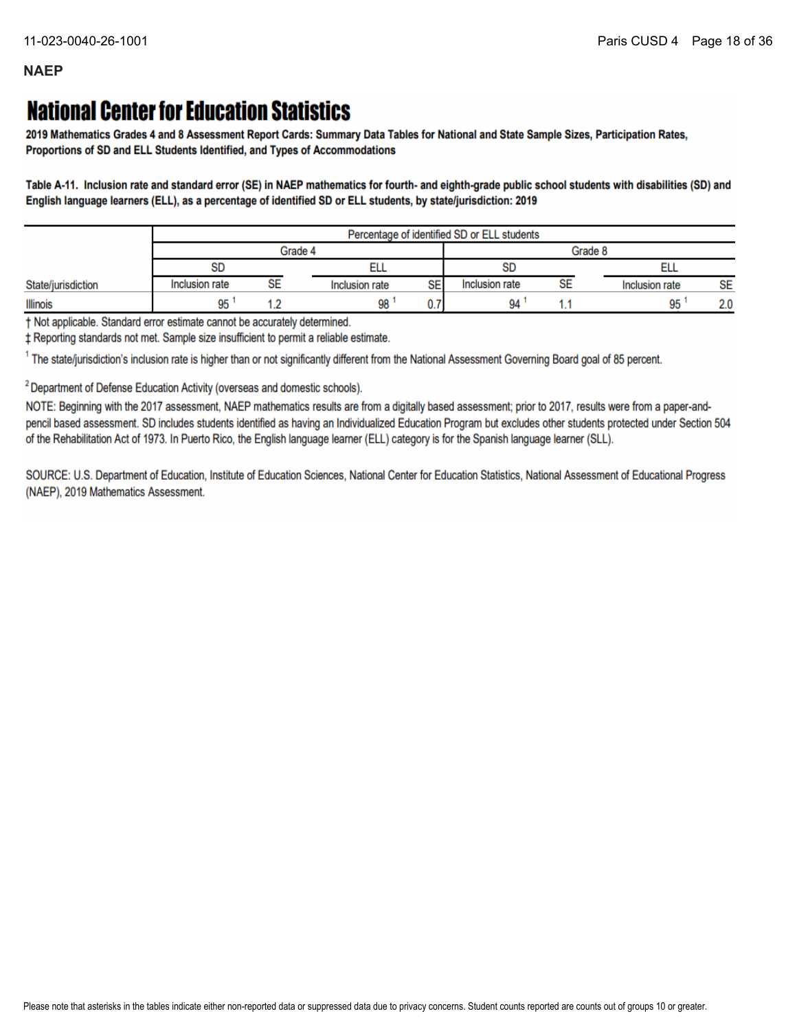**NAEP**

# National Center for Education Statistics

**2019 Mathematics Grades 4 and 8 Assessment Report Cards: Summary Data Tables for National and State Sample Sizes, Participation Rates, Proportions of SD and ELL Students Identified, and Types of Accommodations**

**Table A-11. Inclusion rate and standard error (SE) in NAEP mathematics for fourth- and eighth-grade public school students with disabilities (SD) and English language learners (ELL), as a percentage of identified SD or ELL students, by state/jurisdiction: 2019**

| | Percentage of identified SD or ELL students | | | | | | | |
|---|---|---|---|---|---|---|---|---|
| | Grade 4 | | | | Grade 8 | | | |
| | SD | | ELL | | SD | | ELL | |
| State/jurisdiction | Inclusion rate | SE | Inclusion rate | SE | Inclusion rate | SE | Inclusion rate | SE |
| Illinois | 95 [1] | 1.2 | 98 [1] | 0.7 | 94 [1] | 1.1 | 95 [1] | 2.0 |

† Not applicable. Standard error estimate cannot be accurately determined.

‡ Reporting standards not met. Sample size insufficient to permit a reliable estimate.

[1] The state/jurisdiction's inclusion rate is higher than or not significantly different from the National Assessment Governing Board goal of 85 percent.

[2] Department of Defense Education Activity (overseas and domestic schools).

NOTE: Beginning with the 2017 assessment, NAEP mathematics results are from a digitally based assessment; prior to 2017, results were from a paper-and-pencil based assessment. SD includes students identified as having an Individualized Education Program but excludes other students protected under Section 504 of the Rehabilitation Act of 1973. In Puerto Rico, the English language learner (ELL) category is for the Spanish language learner (SLL).

SOURCE: U.S. Department of Education, Institute of Education Sciences, National Center for Education Statistics, National Assessment of Educational Progress (NAEP), 2019 Mathematics Assessment.

Please note that asterisks in the tables indicate either non-reported data or suppressed data due to privacy concerns. Student counts reported are counts out of groups 10 or greater.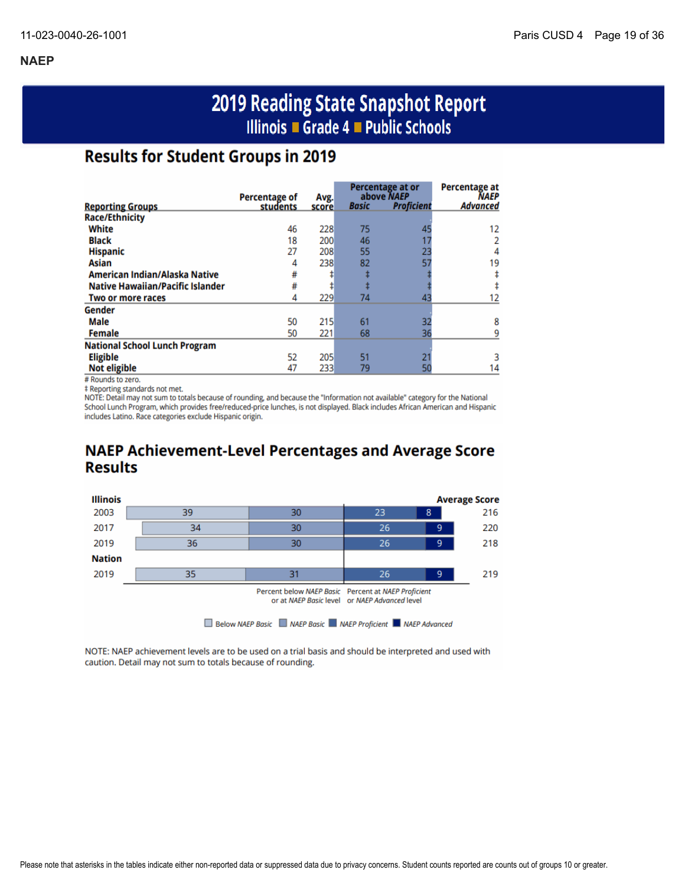## NAEP

# 2019 Reading State Snapshot Report

### Illinois ■ Grade 4 ■ Public Schools

## Results for Student Groups in 2019

| Reporting Groups | Percentage of students | Avg. score | Percentage at or above *NAEP* *Basic* | Percentage at or above *NAEP* *Proficient* | Percentage at *NAEP* *Advanced* |
|---|---|---|---|---|---|
| **Race/Ethnicity** | | | | | |
| White | 46 | 228 | 75 | 45 | 12 |
| Black | 18 | 200 | 46 | 17 | 2 |
| Hispanic | 27 | 208 | 55 | 23 | 4 |
| Asian | 4 | 238 | 82 | 57 | 19 |
| American Indian/Alaska Native | # | ‡ | ‡ | ‡ | ‡ |
| Native Hawaiian/Pacific Islander | # | ‡ | ‡ | ‡ | ‡ |
| Two or more races | 4 | 229 | 74 | 43 | 12 |
| **Gender** | | | | | |
| Male | 50 | 215 | 61 | 32 | 8 |
| Female | 50 | 221 | 68 | 36 | 9 |
| **National School Lunch Program** | | | | | |
| Eligible | 52 | 205 | 51 | 21 | 3 |
| Not eligible | 47 | 233 | 79 | 50 | 14 |

# Rounds to zero.

‡ Reporting standards not met.

NOTE: Detail may not sum to totals because of rounding, and because the "Information not available" category for the National School Lunch Program, which provides free/reduced-price lunches, is not displayed. Black includes African American and Hispanic includes Latino. Race categories exclude Hispanic origin.

## NAEP Achievement-Level Percentages and Average Score Results

| | Below *NAEP Basic* | *NAEP Basic* | *NAEP Proficient* | *NAEP Advanced* | Average Score |
|---|---|---|---|---|---|
| **Illinois** | | | | | |
| 2003 | 39 | 30 | 23 | 8 | 216 |
| 2017 | 34 | 30 | 26 | 9 | 220 |
| 2019 | 36 | 30 | 26 | 9 | 218 |
| **Nation** | | | | | |
| 2019 | 35 | 31 | 26 | 9 | 219 |

Percent below *NAEP Basic* or at *NAEP Basic* level | Percent at *NAEP Proficient* or *NAEP Advanced* level

Below *NAEP Basic* ■ *NAEP Basic* ■ *NAEP Proficient* ■ *NAEP Advanced*

NOTE: NAEP achievement levels are to be used on a trial basis and should be interpreted and used with caution. Detail may not sum to totals because of rounding.

Please note that asterisks in the tables indicate either non-reported data or suppressed data due to privacy concerns. Student counts reported are counts out of groups 10 or greater.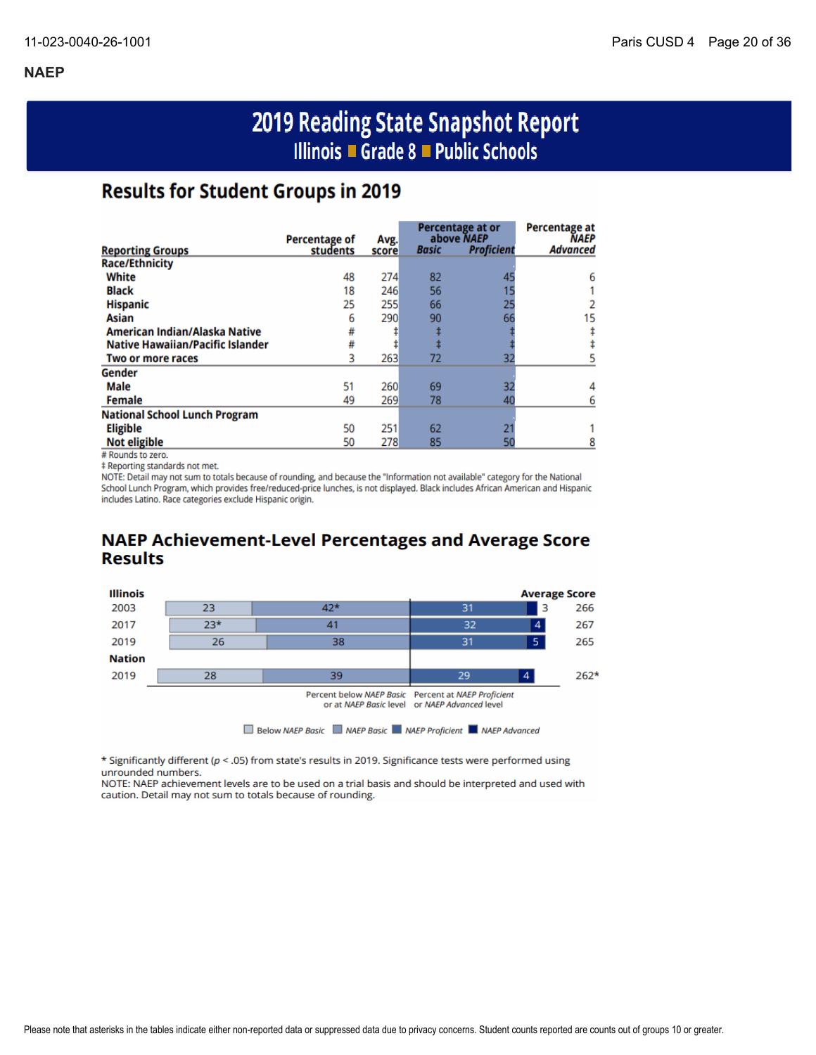## NAEP

# 2019 Reading State Snapshot Report

## Illinois ■ Grade 8 ■ Public Schools

### Results for Student Groups in 2019

| Reporting Groups | Percentage of students | Avg. score | Percentage at or above NAEP *Basic* | Percentage at or above NAEP *Proficient* | Percentage at NAEP *Advanced* |
|---|---|---|---|---|---|
| **Race/Ethnicity** | | | | | |
| White | 48 | 274 | 82 | 45 | 6 |
| Black | 18 | 246 | 56 | 15 | 1 |
| Hispanic | 25 | 255 | 66 | 25 | 2 |
| Asian | 6 | 290 | 90 | 66 | 15 |
| American Indian/Alaska Native | # | ‡ | ‡ | ‡ | ‡ |
| Native Hawaiian/Pacific Islander | # | ‡ | ‡ | ‡ | ‡ |
| Two or more races | 3 | 263 | 72 | 32 | 5 |
| **Gender** | | | | | |
| Male | 51 | 260 | 69 | 32 | 4 |
| Female | 49 | 269 | 78 | 40 | 6 |
| **National School Lunch Program** | | | | | |
| Eligible | 50 | 251 | 62 | 21 | 1 |
| Not eligible | 50 | 278 | 85 | 50 | 8 |

# Rounds to zero.
‡ Reporting standards not met.
NOTE: Detail may not sum to totals because of rounding, and because the "Information not available" category for the National School Lunch Program, which provides free/reduced-price lunches, is not displayed. Black includes African American and Hispanic includes Latino. Race categories exclude Hispanic origin.

### NAEP Achievement-Level Percentages and Average Score Results

| | Below NAEP *Basic* | NAEP *Basic* | NAEP *Proficient* | NAEP *Advanced* | Average Score |
|---|---|---|---|---|---|
| **Illinois** | | | | | |
| 2003 | 23 | 42* | 31 | 3 | 266 |
| 2017 | 23* | 41 | 32 | 4 | 267 |
| 2019 | 26 | 38 | 31 | 5 | 265 |
| **Nation** | | | | | |
| 2019 | 28 | 39 | 29 | 4 | 262* |

Percent below NAEP *Basic* or at NAEP *Basic* level | Percent at NAEP *Proficient* or NAEP *Advanced* level

\* Significantly different ($p < .05$) from state's results in 2019. Significance tests were performed using unrounded numbers.
NOTE: NAEP achievement levels are to be used on a trial basis and should be interpreted and used with caution. Detail may not sum to totals because of rounding.

Please note that asterisks in the tables indicate either non-reported data or suppressed data due to privacy concerns. Student counts reported are counts out of groups 10 or greater.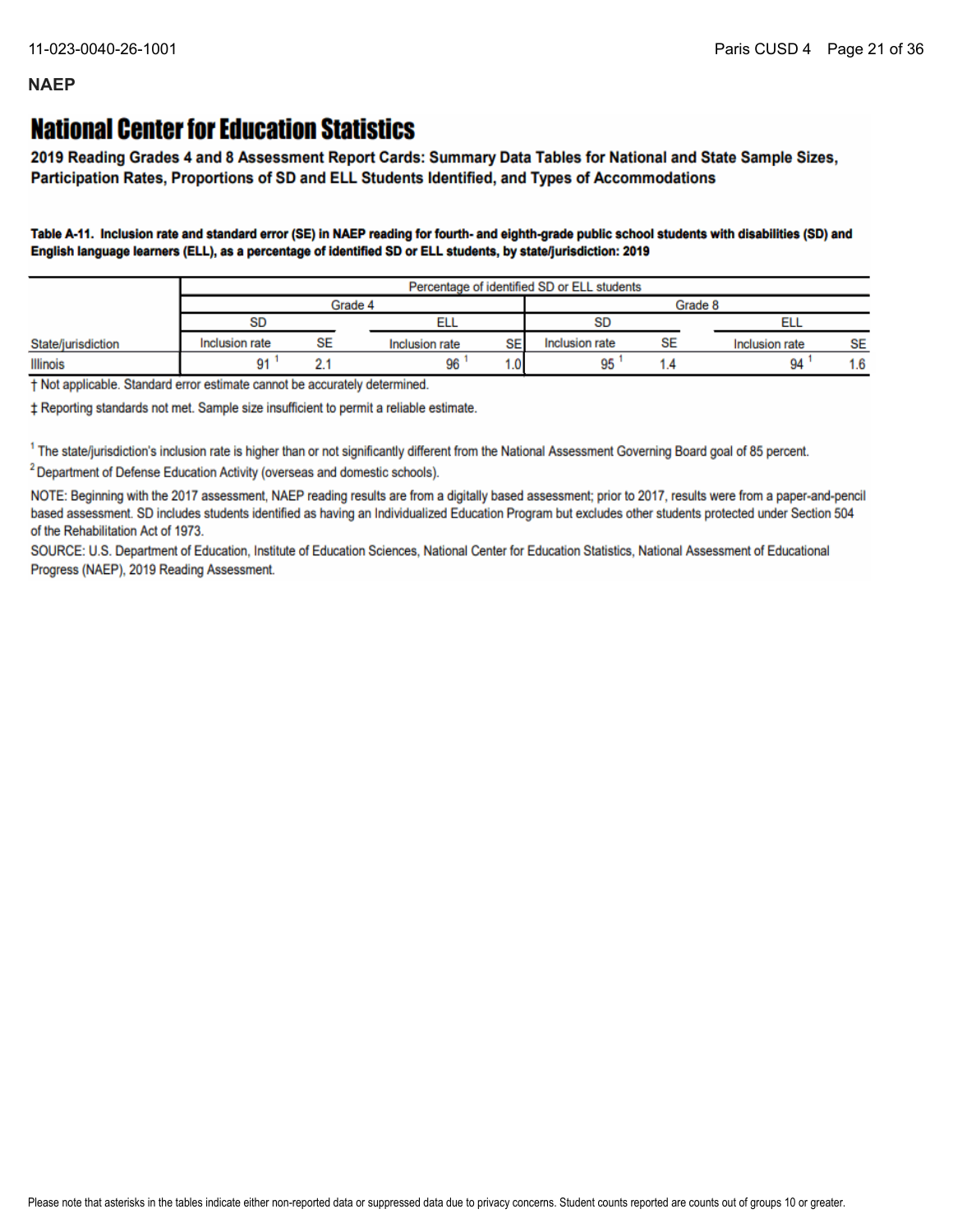## NAEP

# National Center for Education Statistics

**2019 Reading Grades 4 and 8 Assessment Report Cards: Summary Data Tables for National and State Sample Sizes, Participation Rates, Proportions of SD and ELL Students Identified, and Types of Accommodations**

**Table A-11. Inclusion rate and standard error (SE) in NAEP reading for fourth- and eighth-grade public school students with disabilities (SD) and English language learners (ELL), as a percentage of identified SD or ELL students, by state/jurisdiction: 2019**

| | Percentage of identified SD or ELL students | | | | | | | |
|---|---|---|---|---|---|---|---|---|
| | Grade 4 | | | | Grade 8 | | | |
| | SD | | ELL | | SD | | ELL | |
| State/jurisdiction | Inclusion rate | SE | Inclusion rate | SE | Inclusion rate | SE | Inclusion rate | SE |
| Illinois | 91 [1] | 2.1 | 96 [1] | 1.0 | 95 [1] | 1.4 | 94 [1] | 1.6 |

† Not applicable. Standard error estimate cannot be accurately determined.

‡ Reporting standards not met. Sample size insufficient to permit a reliable estimate.

[1] The state/jurisdiction's inclusion rate is higher than or not significantly different from the National Assessment Governing Board goal of 85 percent.

[2] Department of Defense Education Activity (overseas and domestic schools).

NOTE: Beginning with the 2017 assessment, NAEP reading results are from a digitally based assessment; prior to 2017, results were from a paper-and-pencil based assessment. SD includes students identified as having an Individualized Education Program but excludes other students protected under Section 504 of the Rehabilitation Act of 1973.

SOURCE: U.S. Department of Education, Institute of Education Sciences, National Center for Education Statistics, National Assessment of Educational Progress (NAEP), 2019 Reading Assessment.

Please note that asterisks in the tables indicate either non-reported data or suppressed data due to privacy concerns. Student counts reported are counts out of groups 10 or greater.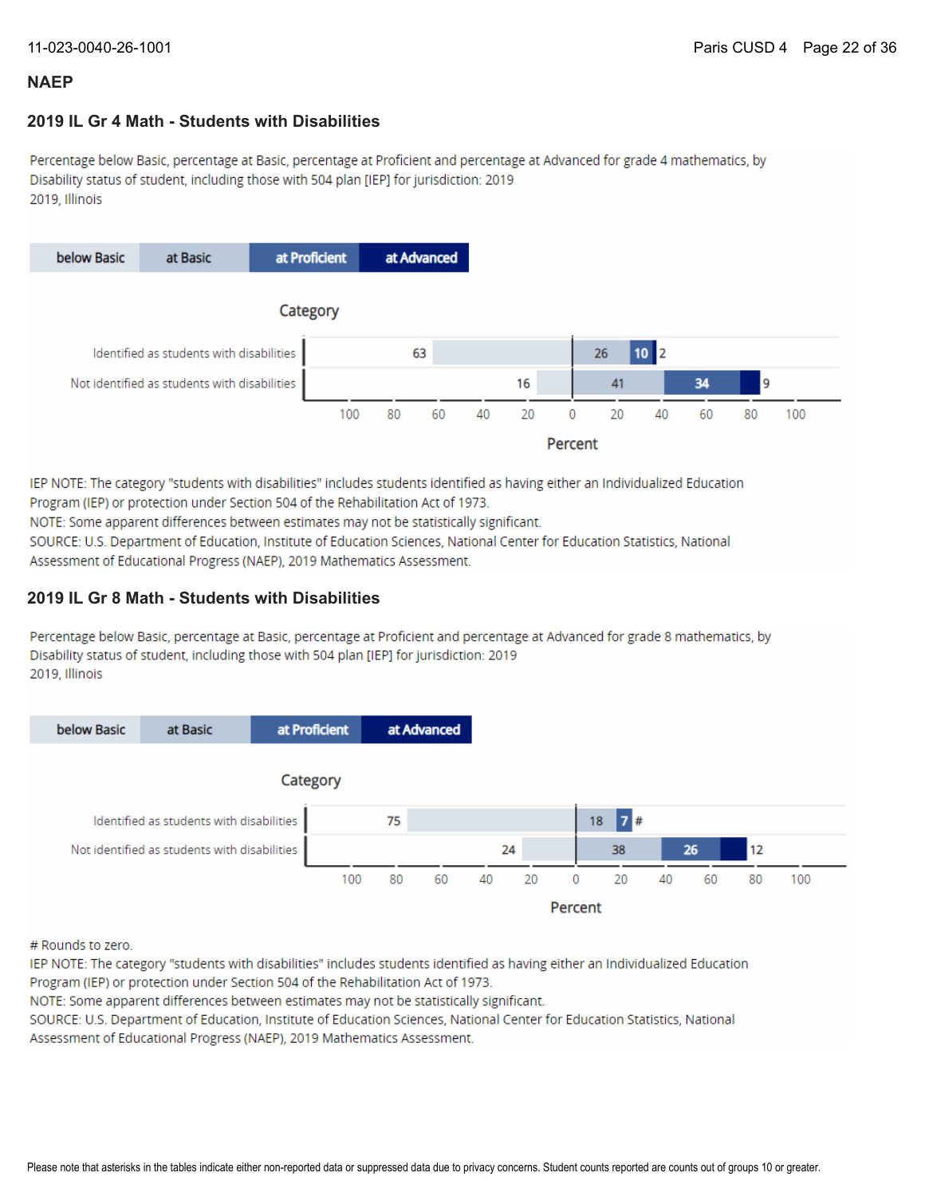## NAEP

### 2019 IL Gr 4 Math - Students with Disabilities

Percentage below Basic, percentage at Basic, percentage at Proficient and percentage at Advanced for grade 4 mathematics, by Disability status of student, including those with 504 plan [IEP] for jurisdiction: 2019
2019, Illinois

| Category | below Basic | at Basic | at Proficient | at Advanced |
|---|---|---|---|---|
| Identified as students with disabilities | 63 | 26 | 10 | 2 |
| Not identified as students with disabilities | 16 | 41 | 34 | 9 |

IEP NOTE: The category "students with disabilities" includes students identified as having either an Individualized Education Program (IEP) or protection under Section 504 of the Rehabilitation Act of 1973.
NOTE: Some apparent differences between estimates may not be statistically significant.
SOURCE: U.S. Department of Education, Institute of Education Sciences, National Center for Education Statistics, National Assessment of Educational Progress (NAEP), 2019 Mathematics Assessment.

### 2019 IL Gr 8 Math - Students with Disabilities

Percentage below Basic, percentage at Basic, percentage at Proficient and percentage at Advanced for grade 8 mathematics, by Disability status of student, including those with 504 plan [IEP] for jurisdiction: 2019
2019, Illinois

| Category | below Basic | at Basic | at Proficient | at Advanced |
|---|---|---|---|---|
| Identified as students with disabilities | 75 | 18 | 7 | # |
| Not identified as students with disabilities | 24 | 38 | 26 | 12 |

# Rounds to zero.
IEP NOTE: The category "students with disabilities" includes students identified as having either an Individualized Education Program (IEP) or protection under Section 504 of the Rehabilitation Act of 1973.
NOTE: Some apparent differences between estimates may not be statistically significant.
SOURCE: U.S. Department of Education, Institute of Education Sciences, National Center for Education Statistics, National Assessment of Educational Progress (NAEP), 2019 Mathematics Assessment.

Please note that asterisks in the tables indicate either non-reported data or suppressed data due to privacy concerns. Student counts reported are counts out of groups 10 or greater.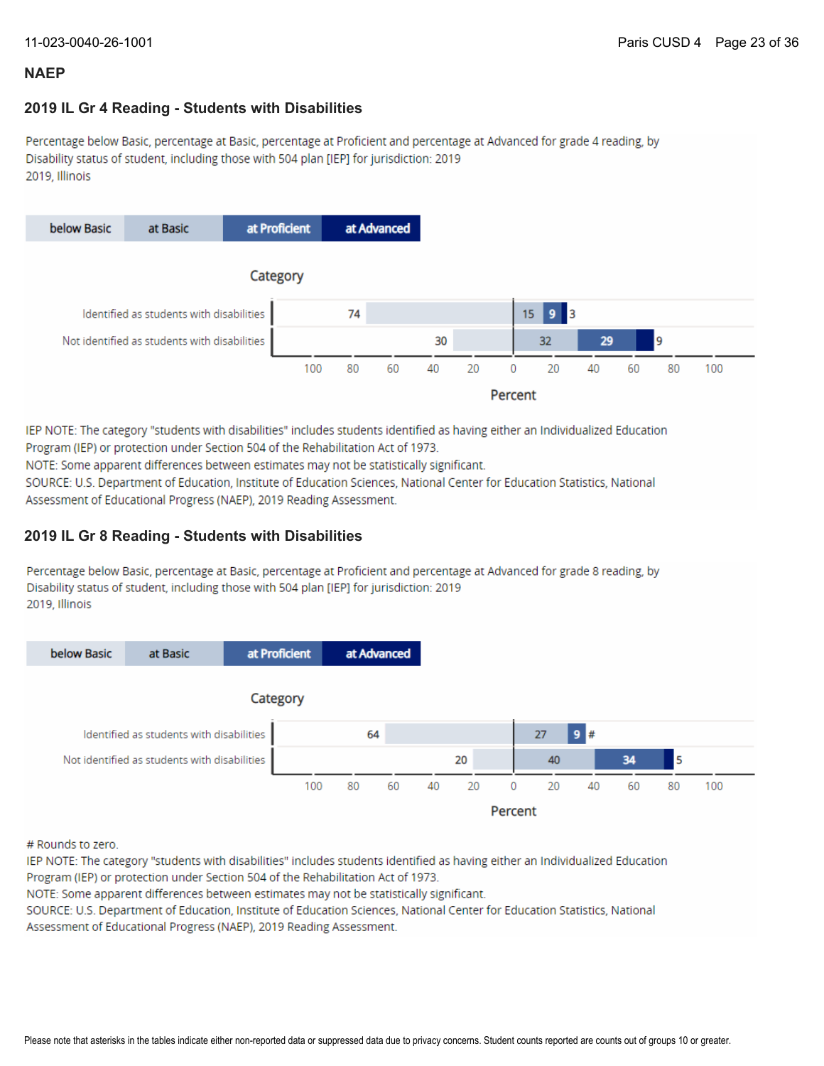## NAEP

### 2019 IL Gr 4 Reading - Students with Disabilities

Percentage below Basic, percentage at Basic, percentage at Proficient and percentage at Advanced for grade 4 reading, by Disability status of student, including those with 504 plan [IEP] for jurisdiction: 2019
2019, Illinois

| Category | below Basic | at Basic | at Proficient | at Advanced |
|---|---|---|---|---|
| Identified as students with disabilities | 74 | 15 | 9 | 3 |
| Not identified as students with disabilities | 30 | 32 | 29 | 9 |

IEP NOTE: The category "students with disabilities" includes students identified as having either an Individualized Education Program (IEP) or protection under Section 504 of the Rehabilitation Act of 1973.
NOTE: Some apparent differences between estimates may not be statistically significant.
SOURCE: U.S. Department of Education, Institute of Education Sciences, National Center for Education Statistics, National Assessment of Educational Progress (NAEP), 2019 Reading Assessment.

### 2019 IL Gr 8 Reading - Students with Disabilities

Percentage below Basic, percentage at Basic, percentage at Proficient and percentage at Advanced for grade 8 reading, by Disability status of student, including those with 504 plan [IEP] for jurisdiction: 2019
2019, Illinois

| Category | below Basic | at Basic | at Proficient | at Advanced |
|---|---|---|---|---|
| Identified as students with disabilities | 64 | 27 | 9 | # |
| Not identified as students with disabilities | 20 | 40 | 34 | 5 |

# Rounds to zero.
IEP NOTE: The category "students with disabilities" includes students identified as having either an Individualized Education Program (IEP) or protection under Section 504 of the Rehabilitation Act of 1973.
NOTE: Some apparent differences between estimates may not be statistically significant.
SOURCE: U.S. Department of Education, Institute of Education Sciences, National Center for Education Statistics, National Assessment of Educational Progress (NAEP), 2019 Reading Assessment.

Please note that asterisks in the tables indicate either non-reported data or suppressed data due to privacy concerns. Student counts reported are counts out of groups 10 or greater.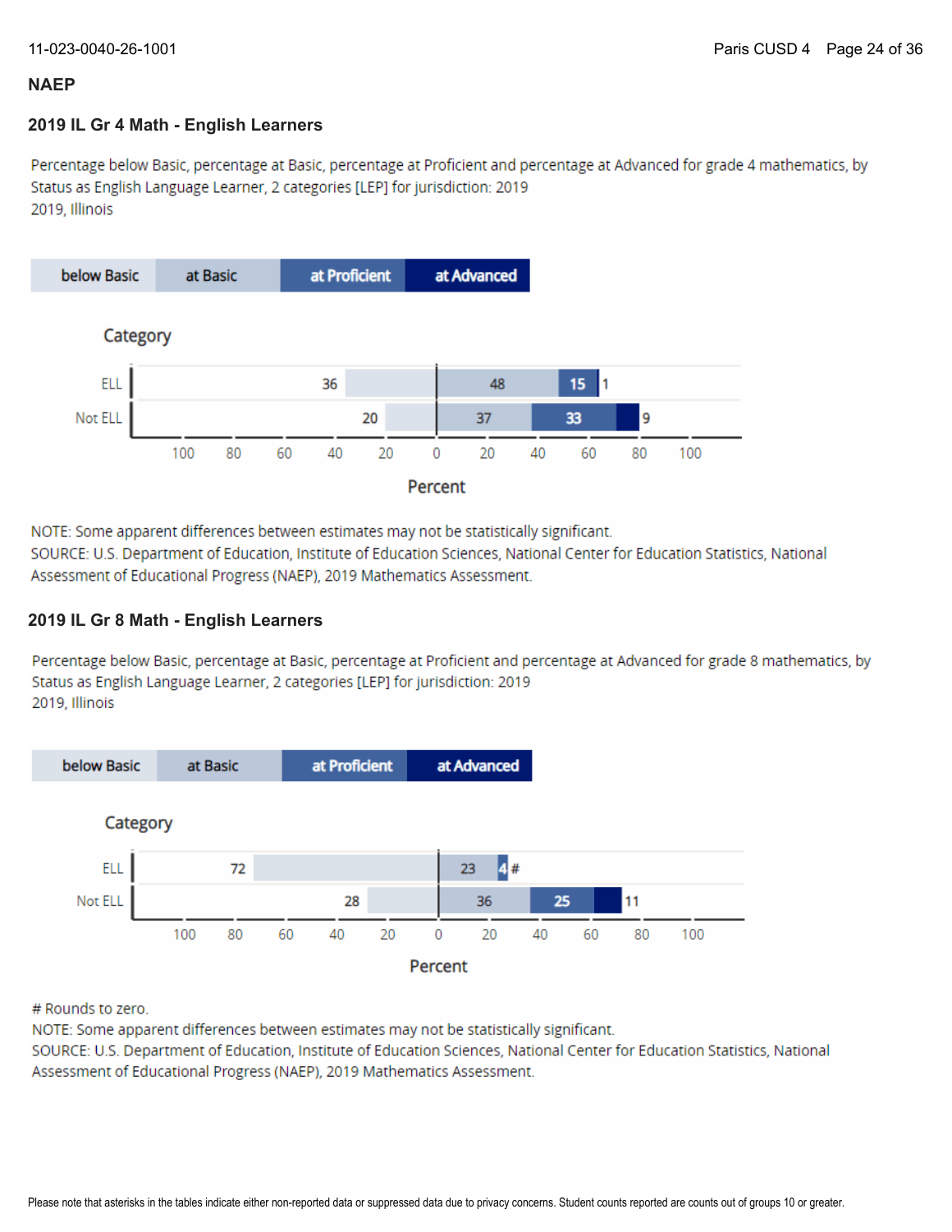## NAEP

### 2019 IL Gr 4 Math - English Learners

Percentage below Basic, percentage at Basic, percentage at Proficient and percentage at Advanced for grade 4 mathematics, by Status as English Language Learner, 2 categories [LEP] for jurisdiction: 2019
2019, Illinois

| Category | below Basic | at Basic | at Proficient | at Advanced |
| --- | --- | --- | --- | --- |
| ELL | 36 | 48 | 15 | 1 |
| Not ELL | 20 | 37 | 33 | 9 |

NOTE: Some apparent differences between estimates may not be statistically significant.
SOURCE: U.S. Department of Education, Institute of Education Sciences, National Center for Education Statistics, National Assessment of Educational Progress (NAEP), 2019 Mathematics Assessment.

### 2019 IL Gr 8 Math - English Learners

Percentage below Basic, percentage at Basic, percentage at Proficient and percentage at Advanced for grade 8 mathematics, by Status as English Language Learner, 2 categories [LEP] for jurisdiction: 2019
2019, Illinois

| Category | below Basic | at Basic | at Proficient | at Advanced |
| --- | --- | --- | --- | --- |
| ELL | 72 | 23 | 4 | # |
| Not ELL | 28 | 36 | 25 | 11 |

# Rounds to zero.
NOTE: Some apparent differences between estimates may not be statistically significant.
SOURCE: U.S. Department of Education, Institute of Education Sciences, National Center for Education Statistics, National Assessment of Educational Progress (NAEP), 2019 Mathematics Assessment.

Please note that asterisks in the tables indicate either non-reported data or suppressed data due to privacy concerns. Student counts reported are counts out of groups 10 or greater.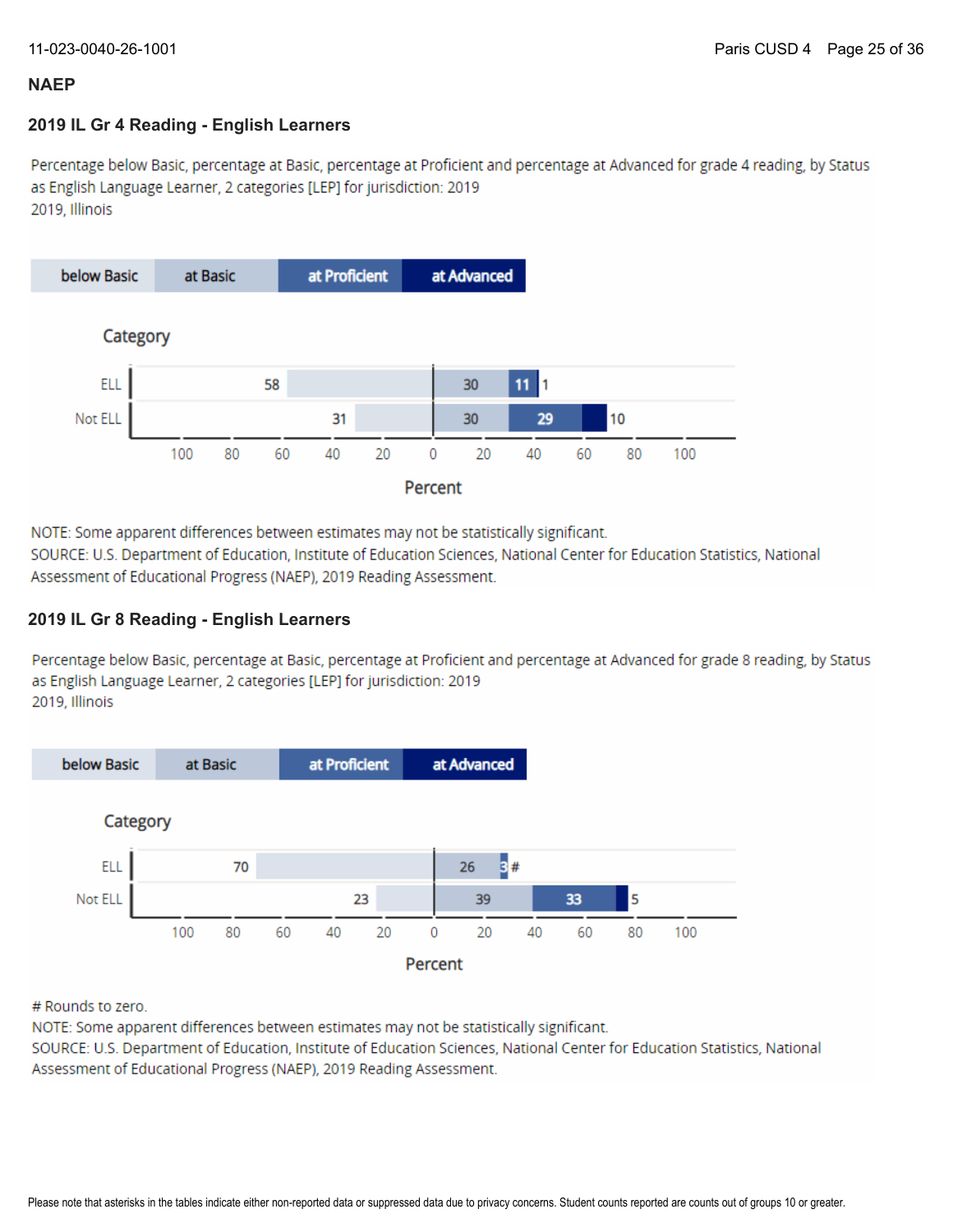## NAEP

### 2019 IL Gr 4 Reading - English Learners

Percentage below Basic, percentage at Basic, percentage at Proficient and percentage at Advanced for grade 4 reading, by Status as English Language Learner, 2 categories [LEP] for jurisdiction: 2019
2019, Illinois

| Category | below Basic | at Basic | at Proficient | at Advanced |
| --- | --- | --- | --- | --- |
| ELL | 58 | 30 | 11 | 1 |
| Not ELL | 31 | 30 | 29 | 10 |

NOTE: Some apparent differences between estimates may not be statistically significant.
SOURCE: U.S. Department of Education, Institute of Education Sciences, National Center for Education Statistics, National Assessment of Educational Progress (NAEP), 2019 Reading Assessment.

### 2019 IL Gr 8 Reading - English Learners

Percentage below Basic, percentage at Basic, percentage at Proficient and percentage at Advanced for grade 8 reading, by Status as English Language Learner, 2 categories [LEP] for jurisdiction: 2019
2019, Illinois

| Category | below Basic | at Basic | at Proficient | at Advanced |
| --- | --- | --- | --- | --- |
| ELL | 70 | 26 | 3 | # |
| Not ELL | 23 | 39 | 33 | 5 |

# Rounds to zero.
NOTE: Some apparent differences between estimates may not be statistically significant.
SOURCE: U.S. Department of Education, Institute of Education Sciences, National Center for Education Statistics, National Assessment of Educational Progress (NAEP), 2019 Reading Assessment.

Please note that asterisks in the tables indicate either non-reported data or suppressed data due to privacy concerns. Student counts reported are counts out of groups 10 or greater.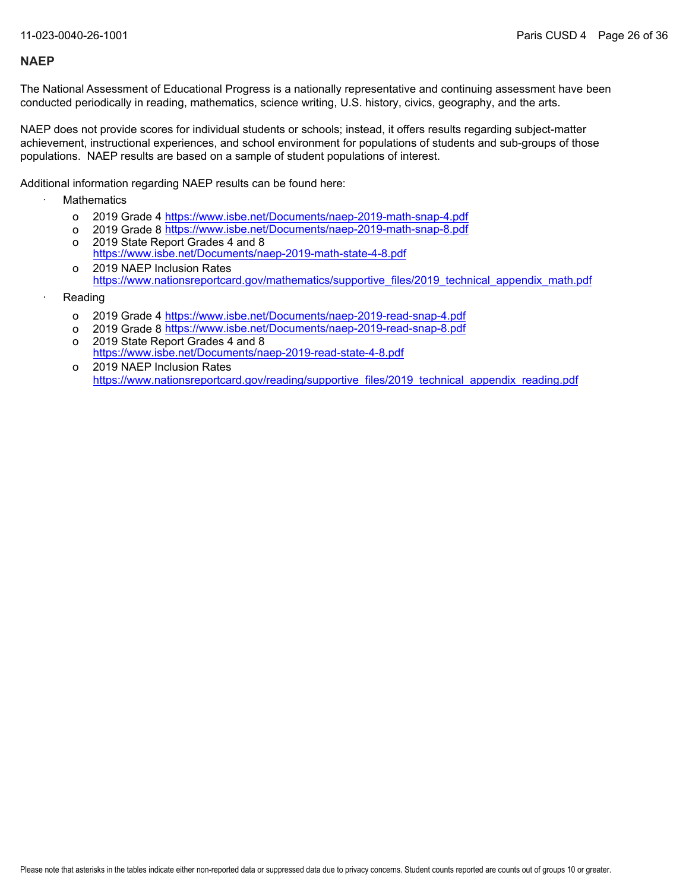## NAEP

The National Assessment of Educational Progress is a nationally representative and continuing assessment have been conducted periodically in reading, mathematics, science writing, U.S. history, civics, geography, and the arts.

NAEP does not provide scores for individual students or schools; instead, it offers results regarding subject-matter achievement, instructional experiences, and school environment for populations of students and sub-groups of those populations. NAEP results are based on a sample of student populations of interest.

Additional information regarding NAEP results can be found here:

- Mathematics
  - 2019 Grade 4 https://www.isbe.net/Documents/naep-2019-math-snap-4.pdf
  - 2019 Grade 8 https://www.isbe.net/Documents/naep-2019-math-snap-8.pdf
  - 2019 State Report Grades 4 and 8 https://www.isbe.net/Documents/naep-2019-math-state-4-8.pdf
  - 2019 NAEP Inclusion Rates https://www.nationsreportcard.gov/mathematics/supportive_files/2019_technical_appendix_math.pdf
- Reading
  - 2019 Grade 4 https://www.isbe.net/Documents/naep-2019-read-snap-4.pdf
  - 2019 Grade 8 https://www.isbe.net/Documents/naep-2019-read-snap-8.pdf
  - 2019 State Report Grades 4 and 8 https://www.isbe.net/Documents/naep-2019-read-state-4-8.pdf
  - 2019 NAEP Inclusion Rates https://www.nationsreportcard.gov/reading/supportive_files/2019_technical_appendix_reading.pdf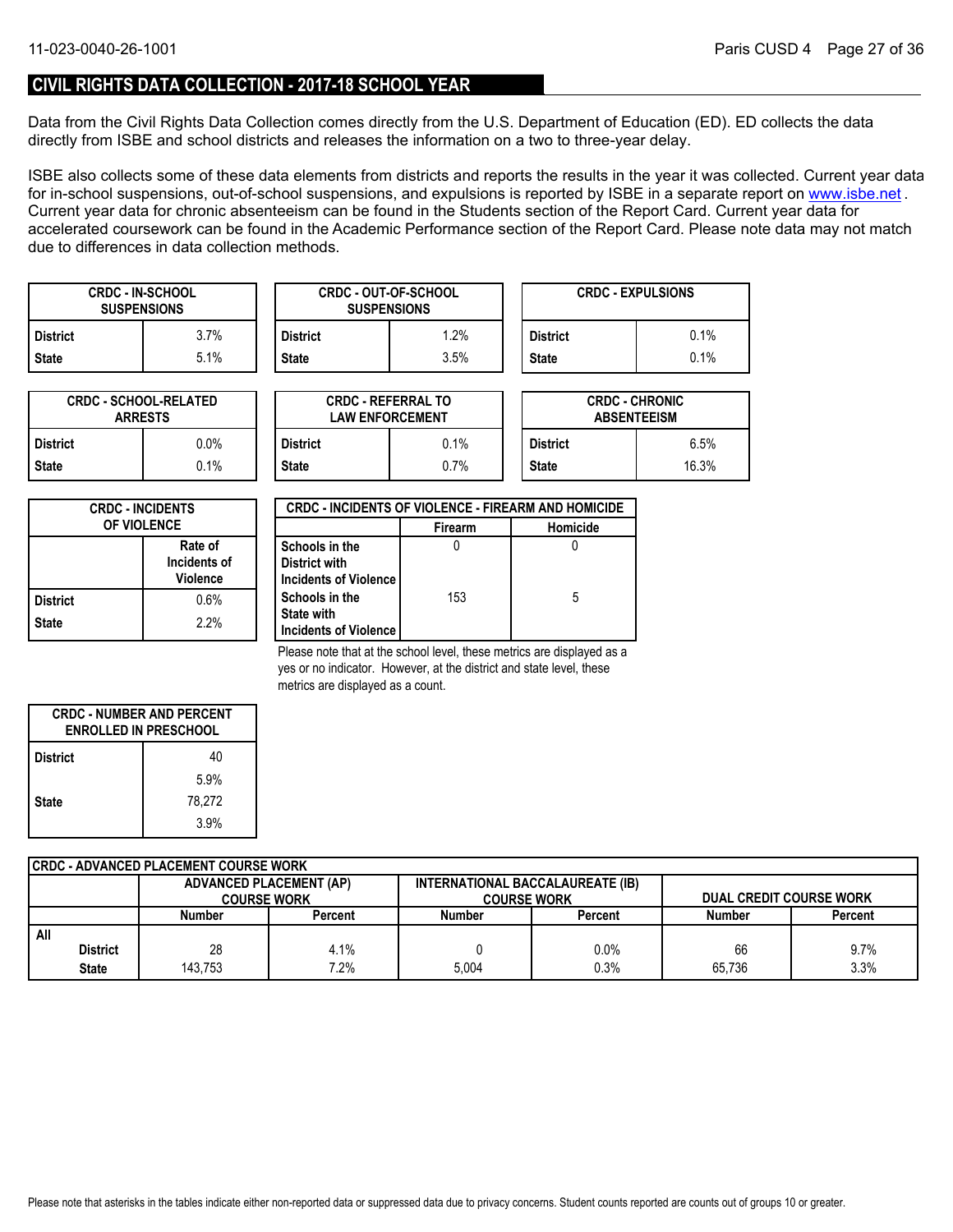## CIVIL RIGHTS DATA COLLECTION - 2017-18 SCHOOL YEAR

Data from the Civil Rights Data Collection comes directly from the U.S. Department of Education (ED). ED collects the data directly from ISBE and school districts and releases the information on a two to three-year delay.

ISBE also collects some of these data elements from districts and reports the results in the year it was collected. Current year data for in-school suspensions, out-of-school suspensions, and expulsions is reported by ISBE in a separate report on www.isbe.net . Current year data for chronic absenteeism can be found in the Students section of the Report Card. Current year data for accelerated coursework can be found in the Academic Performance section of the Report Card. Please note data may not match due to differences in data collection methods.

| CRDC - IN-SCHOOL SUSPENSIONS | |
|---|---|
| District | 3.7% |
| State | 5.1% |

| CRDC - OUT-OF-SCHOOL SUSPENSIONS | |
|---|---|
| District | 1.2% |
| State | 3.5% |

| CRDC - EXPULSIONS | |
|---|---|
| District | 0.1% |
| State | 0.1% |

| CRDC - SCHOOL-RELATED ARRESTS | |
|---|---|
| District | 0.0% |
| State | 0.1% |

| CRDC - REFERRAL TO LAW ENFORCEMENT | |
|---|---|
| District | 0.1% |
| State | 0.7% |

| CRDC - CHRONIC ABSENTEEISM | |
|---|---|
| District | 6.5% |
| State | 16.3% |

| CRDC - INCIDENTS OF VIOLENCE | Rate of Incidents of Violence |
|---|---|
| District | 0.6% |
| State | 2.2% |

| CRDC - INCIDENTS OF VIOLENCE - FIREARM AND HOMICIDE | Firearm | Homicide |
|---|---|---|
| Schools in the District with Incidents of Violence | 0 | 0 |
| Schools in the State with Incidents of Violence | 153 | 5 |

Please note that at the school level, these metrics are displayed as a yes or no indicator. However, at the district and state level, these metrics are displayed as a count.

| CRDC - NUMBER AND PERCENT ENROLLED IN PRESCHOOL | |
|---|---|
| District | 40 |
| | 5.9% |
| State | 78,272 |
| | 3.9% |

| CRDC - ADVANCED PLACEMENT COURSE WORK | | | | | | |
|---|---|---|---|---|---|---|
| | ADVANCED PLACEMENT (AP) COURSE WORK | | INTERNATIONAL BACCALAUREATE (IB) COURSE WORK | | DUAL CREDIT COURSE WORK | |
| | Number | Percent | Number | Percent | Number | Percent |
| All | | | | | | |
| District | 28 | 4.1% | 0 | 0.0% | 66 | 9.7% |
| State | 143,753 | 7.2% | 5,004 | 0.3% | 65,736 | 3.3% |

Please note that asterisks in the tables indicate either non-reported data or suppressed data due to privacy concerns. Student counts reported are counts out of groups 10 or greater.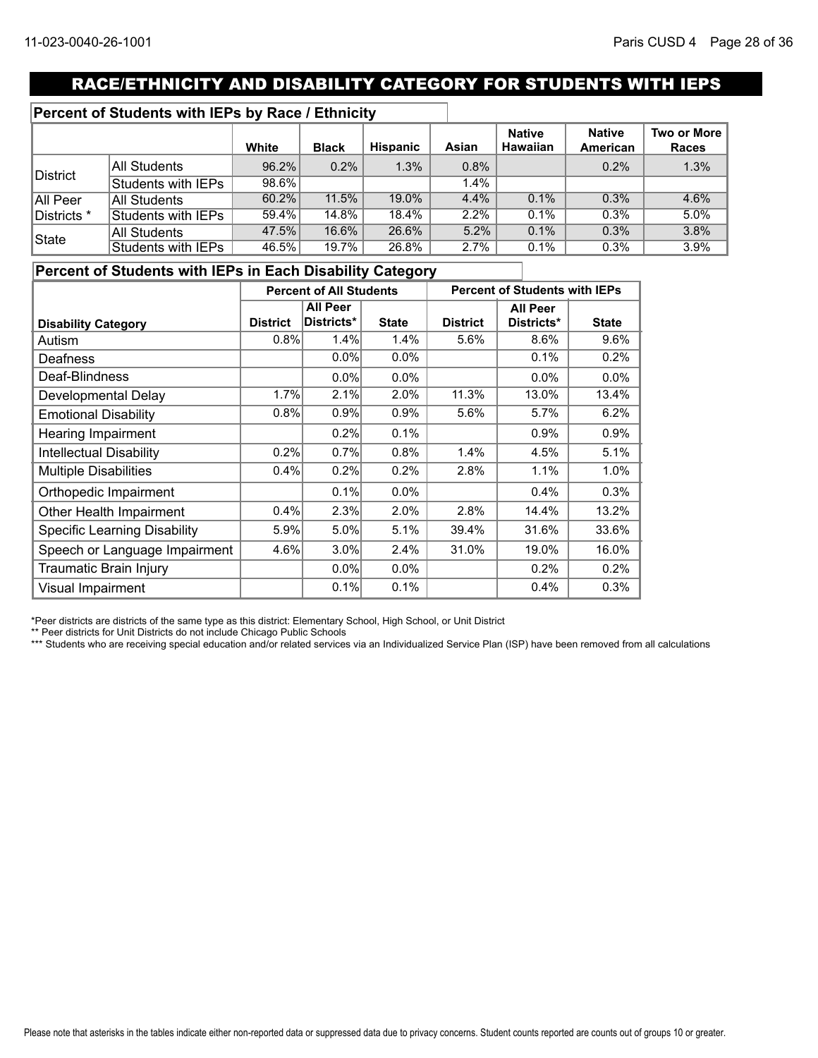# RACE/ETHNICITY AND DISABILITY CATEGORY FOR STUDENTS WITH IEPS

## Percent of Students with IEPs by Race / Ethnicity

| | | White | Black | Hispanic | Asian | Native Hawaiian | Native American | Two or More Races |
|---|---|---|---|---|---|---|---|---|
| District | All Students | 96.2% | 0.2% | 1.3% | 0.8% | | 0.2% | 1.3% |
| | Students with IEPs | 98.6% | | | 1.4% | | | |
| All Peer Districts * | All Students | 60.2% | 11.5% | 19.0% | 4.4% | 0.1% | 0.3% | 4.6% |
| | Students with IEPs | 59.4% | 14.8% | 18.4% | 2.2% | 0.1% | 0.3% | 5.0% |
| State | All Students | 47.5% | 16.6% | 26.6% | 5.2% | 0.1% | 0.3% | 3.8% |
| | Students with IEPs | 46.5% | 19.7% | 26.8% | 2.7% | 0.1% | 0.3% | 3.9% |

## Percent of Students with IEPs in Each Disability Category

| | Percent of All Students | | | Percent of Students with IEPs | | |
|---|---|---|---|---|---|---|
| Disability Category | District | All Peer Districts* | State | District | All Peer Districts* | State |
| Autism | 0.8% | 1.4% | 1.4% | 5.6% | 8.6% | 9.6% |
| Deafness | | 0.0% | 0.0% | | 0.1% | 0.2% |
| Deaf-Blindness | | 0.0% | 0.0% | | 0.0% | 0.0% |
| Developmental Delay | 1.7% | 2.1% | 2.0% | 11.3% | 13.0% | 13.4% |
| Emotional Disability | 0.8% | 0.9% | 0.9% | 5.6% | 5.7% | 6.2% |
| Hearing Impairment | | 0.2% | 0.1% | | 0.9% | 0.9% |
| Intellectual Disability | 0.2% | 0.7% | 0.8% | 1.4% | 4.5% | 5.1% |
| Multiple Disabilities | 0.4% | 0.2% | 0.2% | 2.8% | 1.1% | 1.0% |
| Orthopedic Impairment | | 0.1% | 0.0% | | 0.4% | 0.3% |
| Other Health Impairment | 0.4% | 2.3% | 2.0% | 2.8% | 14.4% | 13.2% |
| Specific Learning Disability | 5.9% | 5.0% | 5.1% | 39.4% | 31.6% | 33.6% |
| Speech or Language Impairment | 4.6% | 3.0% | 2.4% | 31.0% | 19.0% | 16.0% |
| Traumatic Brain Injury | | 0.0% | 0.0% | | 0.2% | 0.2% |
| Visual Impairment | | 0.1% | 0.1% | | 0.4% | 0.3% |

*Peer districts are districts of the same type as this district: Elementary School, High School, or Unit District

** Peer districts for Unit Districts do not include Chicago Public Schools

*** Students who are receiving special education and/or related services via an Individualized Service Plan (ISP) have been removed from all calculations

Please note that asterisks in the tables indicate either non-reported data or suppressed data due to privacy concerns. Student counts reported are counts out of groups 10 or greater.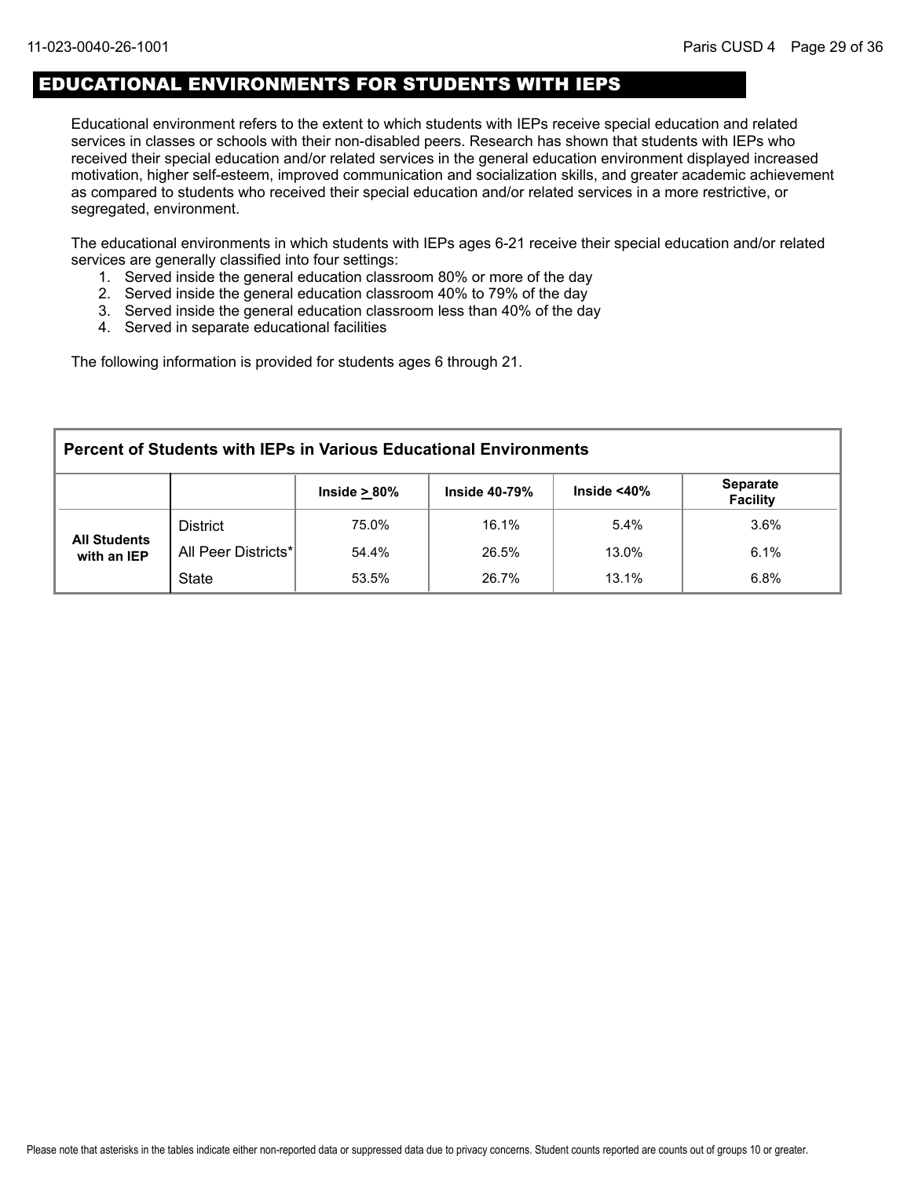## EDUCATIONAL ENVIRONMENTS FOR STUDENTS WITH IEPS

Educational environment refers to the extent to which students with IEPs receive special education and related services in classes or schools with their non-disabled peers. Research has shown that students with IEPs who received their special education and/or related services in the general education environment displayed increased motivation, higher self-esteem, improved communication and socialization skills, and greater academic achievement as compared to students who received their special education and/or related services in a more restrictive, or segregated, environment.

The educational environments in which students with IEPs ages 6-21 receive their special education and/or related services are generally classified into four settings:

1. Served inside the general education classroom 80% or more of the day
2. Served inside the general education classroom 40% to 79% of the day
3. Served inside the general education classroom less than 40% of the day
4. Served in separate educational facilities

The following information is provided for students ages 6 through 21.

**Percent of Students with IEPs in Various Educational Environments**

| | | Inside ≥ 80% | Inside 40-79% | Inside <40% | Separate Facility |
|---|---|---|---|---|---|
| All Students with an IEP | District | 75.0% | 16.1% | 5.4% | 3.6% |
| | All Peer Districts* | 54.4% | 26.5% | 13.0% | 6.1% |
| | State | 53.5% | 26.7% | 13.1% | 6.8% |

Please note that asterisks in the tables indicate either non-reported data or suppressed data due to privacy concerns. Student counts reported are counts out of groups 10 or greater.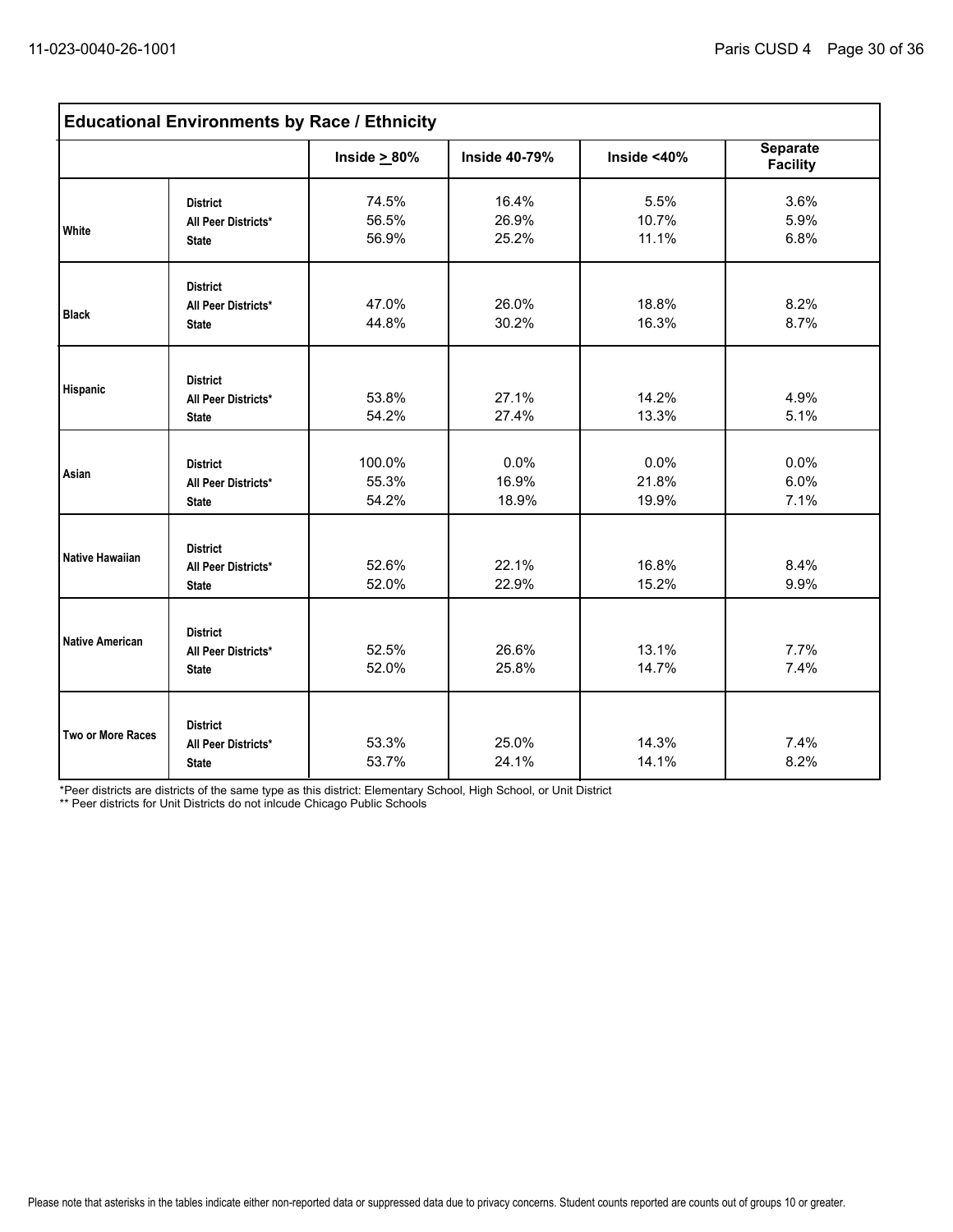| Educational Environments by Race / Ethnicity | | | | | |
|---|---|---|---|---|---|
| | | Inside ≥ 80% | Inside 40-79% | Inside <40% | Separate Facility |
| White | District | 74.5% | 16.4% | 5.5% | 3.6% |
| | All Peer Districts* | 56.5% | 26.9% | 10.7% | 5.9% |
| | State | 56.9% | 25.2% | 11.1% | 6.8% |
| Black | District | | | | |
| | All Peer Districts* | 47.0% | 26.0% | 18.8% | 8.2% |
| | State | 44.8% | 30.2% | 16.3% | 8.7% |
| Hispanic | District | | | | |
| | All Peer Districts* | 53.8% | 27.1% | 14.2% | 4.9% |
| | State | 54.2% | 27.4% | 13.3% | 5.1% |
| Asian | District | 100.0% | 0.0% | 0.0% | 0.0% |
| | All Peer Districts* | 55.3% | 16.9% | 21.8% | 6.0% |
| | State | 54.2% | 18.9% | 19.9% | 7.1% |
| Native Hawaiian | District | | | | |
| | All Peer Districts* | 52.6% | 22.1% | 16.8% | 8.4% |
| | State | 52.0% | 22.9% | 15.2% | 9.9% |
| Native American | District | | | | |
| | All Peer Districts* | 52.5% | 26.6% | 13.1% | 7.7% |
| | State | 52.0% | 25.8% | 14.7% | 7.4% |
| Two or More Races | District | | | | |
| | All Peer Districts* | 53.3% | 25.0% | 14.3% | 7.4% |
| | State | 53.7% | 24.1% | 14.1% | 8.2% |

*Peer districts are districts of the same type as this district: Elementary School, High School, or Unit District

** Peer districts for Unit Districts do not inlcude Chicago Public Schools

Please note that asterisks in the tables indicate either non-reported data or suppressed data due to privacy concerns. Student counts reported are counts out of groups 10 or greater.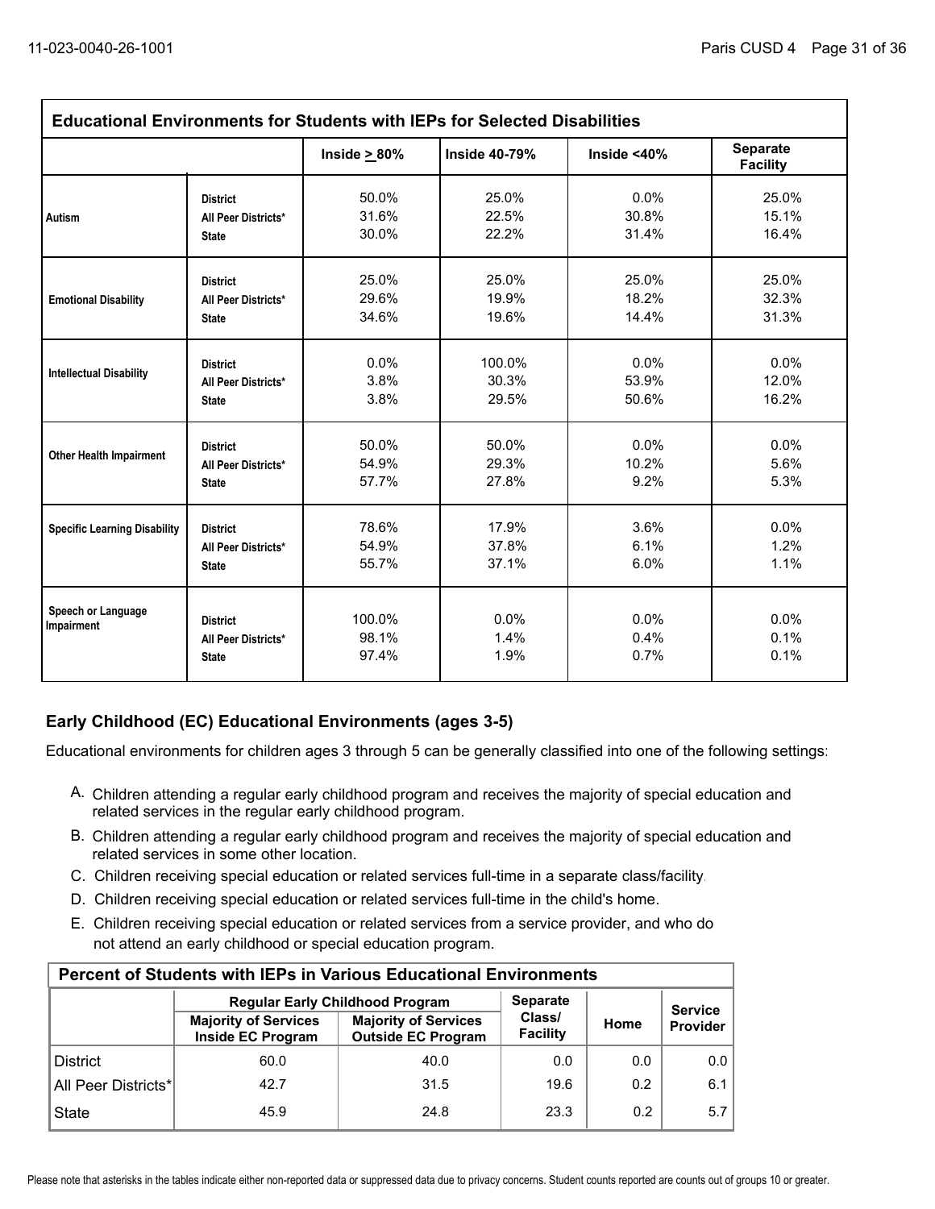| Educational Environments for Students with IEPs for Selected Disabilities | | | | | |
|---|---|---|---|---|---|
| | | Inside > 80% | Inside 40-79% | Inside <40% | Separate Facility |
| Autism | District | 50.0% | 25.0% | 0.0% | 25.0% |
| | All Peer Districts* | 31.6% | 22.5% | 30.8% | 15.1% |
| | State | 30.0% | 22.2% | 31.4% | 16.4% |
| Emotional Disability | District | 25.0% | 25.0% | 25.0% | 25.0% |
| | All Peer Districts* | 29.6% | 19.9% | 18.2% | 32.3% |
| | State | 34.6% | 19.6% | 14.4% | 31.3% |
| Intellectual Disability | District | 0.0% | 100.0% | 0.0% | 0.0% |
| | All Peer Districts* | 3.8% | 30.3% | 53.9% | 12.0% |
| | State | 3.8% | 29.5% | 50.6% | 16.2% |
| Other Health Impairment | District | 50.0% | 50.0% | 0.0% | 0.0% |
| | All Peer Districts* | 54.9% | 29.3% | 10.2% | 5.6% |
| | State | 57.7% | 27.8% | 9.2% | 5.3% |
| Specific Learning Disability | District | 78.6% | 17.9% | 3.6% | 0.0% |
| | All Peer Districts* | 54.9% | 37.8% | 6.1% | 1.2% |
| | State | 55.7% | 37.1% | 6.0% | 1.1% |
| Speech or Language Impairment | District | 100.0% | 0.0% | 0.0% | 0.0% |
| | All Peer Districts* | 98.1% | 1.4% | 0.4% | 0.1% |
| | State | 97.4% | 1.9% | 0.7% | 0.1% |

## Early Childhood (EC) Educational Environments (ages 3-5)

Educational environments for children ages 3 through 5 can be generally classified into one of the following settings:

A. Children attending a regular early childhood program and receives the majority of special education and related services in the regular early childhood program.

B. Children attending a regular early childhood program and receives the majority of special education and related services in some other location.

C. Children receiving special education or related services full-time in a separate class/facility.

D. Children receiving special education or related services full-time in the child's home.

E. Children receiving special education or related services from a service provider, and who do not attend an early childhood or special education program.

| Percent of Students with IEPs in Various Educational Environments | | | | | |
|---|---|---|---|---|---|
| | Regular Early Childhood Program | | Separate Class/ Facility | Home | Service Provider |
| | Majority of Services Inside EC Program | Majority of Services Outside EC Program | | | |
| District | 60.0 | 40.0 | 0.0 | 0.0 | 0.0 |
| All Peer Districts* | 42.7 | 31.5 | 19.6 | 0.2 | 6.1 |
| State | 45.9 | 24.8 | 23.3 | 0.2 | 5.7 |

Please note that asterisks in the tables indicate either non-reported data or suppressed data due to privacy concerns. Student counts reported are counts out of groups 10 or greater.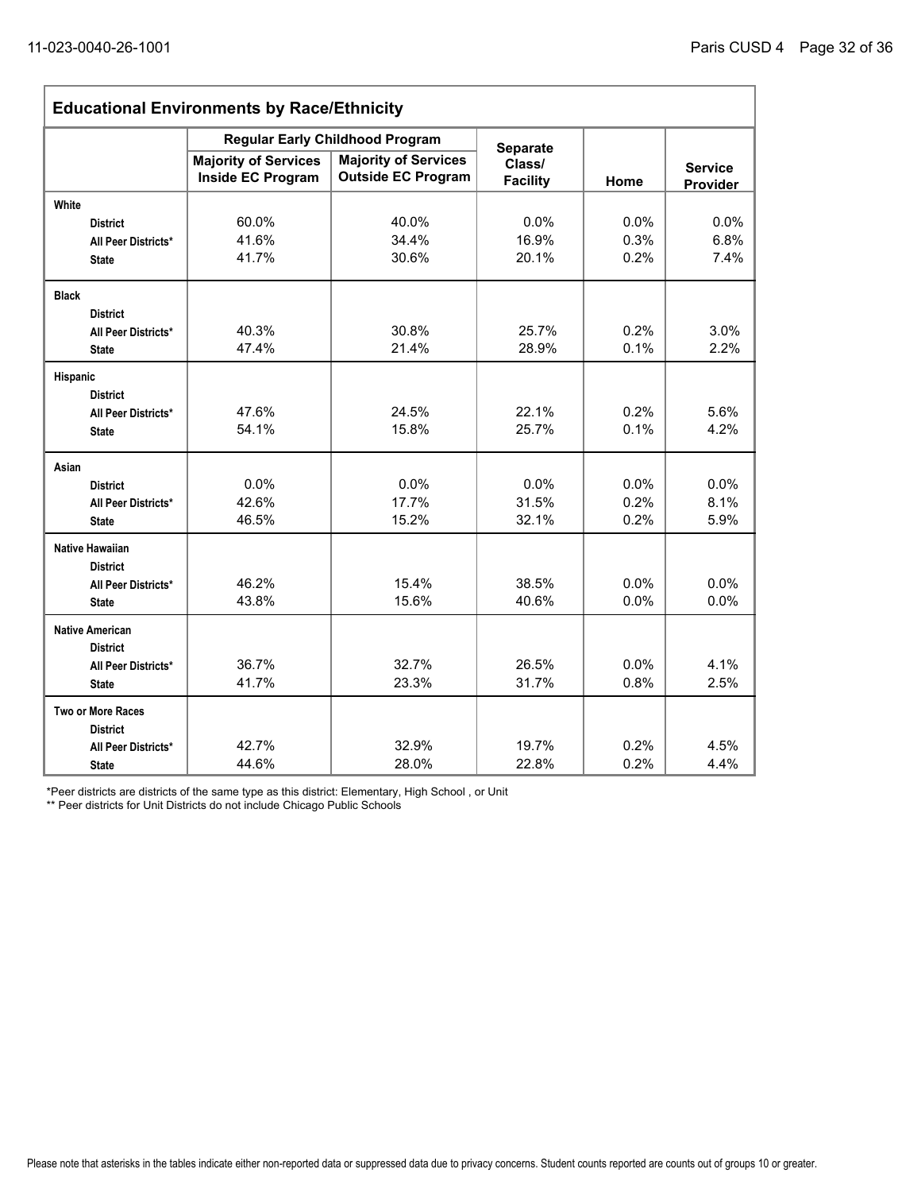## Educational Environments by Race/Ethnicity

| | Regular Early Childhood Program | | Separate Class/ Facility | Home | Service Provider |
|---|---|---|---|---|---|
| | Majority of Services Inside EC Program | Majority of Services Outside EC Program | | | |
| **White** | | | | | |
| District | 60.0% | 40.0% | 0.0% | 0.0% | 0.0% |
| All Peer Districts* | 41.6% | 34.4% | 16.9% | 0.3% | 6.8% |
| State | 41.7% | 30.6% | 20.1% | 0.2% | 7.4% |
| **Black** | | | | | |
| District | | | | | |
| All Peer Districts* | 40.3% | 30.8% | 25.7% | 0.2% | 3.0% |
| State | 47.4% | 21.4% | 28.9% | 0.1% | 2.2% |
| **Hispanic** | | | | | |
| District | | | | | |
| All Peer Districts* | 47.6% | 24.5% | 22.1% | 0.2% | 5.6% |
| State | 54.1% | 15.8% | 25.7% | 0.1% | 4.2% |
| **Asian** | | | | | |
| District | 0.0% | 0.0% | 0.0% | 0.0% | 0.0% |
| All Peer Districts* | 42.6% | 17.7% | 31.5% | 0.2% | 8.1% |
| State | 46.5% | 15.2% | 32.1% | 0.2% | 5.9% |
| **Native Hawaiian** | | | | | |
| District | | | | | |
| All Peer Districts* | 46.2% | 15.4% | 38.5% | 0.0% | 0.0% |
| State | 43.8% | 15.6% | 40.6% | 0.0% | 0.0% |
| **Native American** | | | | | |
| District | | | | | |
| All Peer Districts* | 36.7% | 32.7% | 26.5% | 0.0% | 4.1% |
| State | 41.7% | 23.3% | 31.7% | 0.8% | 2.5% |
| **Two or More Races** | | | | | |
| District | | | | | |
| All Peer Districts* | 42.7% | 32.9% | 19.7% | 0.2% | 4.5% |
| State | 44.6% | 28.0% | 22.8% | 0.2% | 4.4% |

*Peer districts are districts of the same type as this district: Elementary, High School , or Unit

** Peer districts for Unit Districts do not include Chicago Public Schools

Please note that asterisks in the tables indicate either non-reported data or suppressed data due to privacy concerns. Student counts reported are counts out of groups 10 or greater.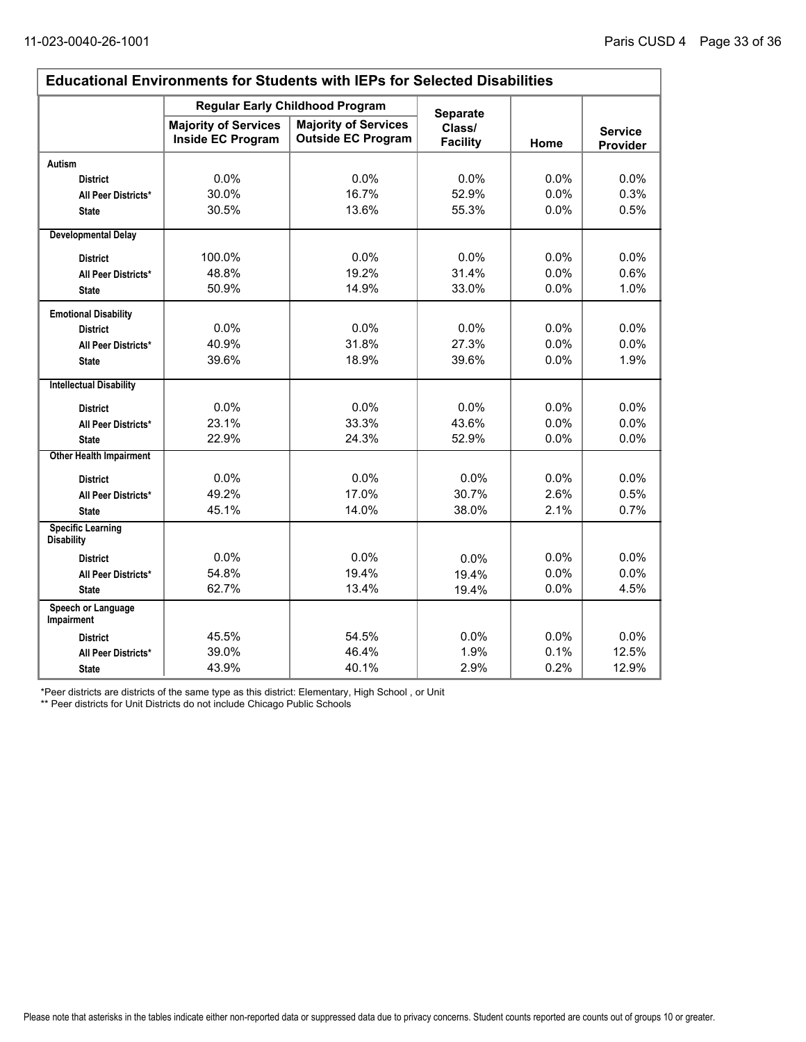## Educational Environments for Students with IEPs for Selected Disabilities

| | Regular Early Childhood Program | | Separate Class/ Facility | Home | Service Provider |
|---|---|---|---|---|---|
| | Majority of Services Inside EC Program | Majority of Services Outside EC Program | | | |
| **Autism** | | | | | |
| District | 0.0% | 0.0% | 0.0% | 0.0% | 0.0% |
| All Peer Districts* | 30.0% | 16.7% | 52.9% | 0.0% | 0.3% |
| State | 30.5% | 13.6% | 55.3% | 0.0% | 0.5% |
| **Developmental Delay** | | | | | |
| District | 100.0% | 0.0% | 0.0% | 0.0% | 0.0% |
| All Peer Districts* | 48.8% | 19.2% | 31.4% | 0.0% | 0.6% |
| State | 50.9% | 14.9% | 33.0% | 0.0% | 1.0% |
| **Emotional Disability** | | | | | |
| District | 0.0% | 0.0% | 0.0% | 0.0% | 0.0% |
| All Peer Districts* | 40.9% | 31.8% | 27.3% | 0.0% | 0.0% |
| State | 39.6% | 18.9% | 39.6% | 0.0% | 1.9% |
| **Intellectual Disability** | | | | | |
| District | 0.0% | 0.0% | 0.0% | 0.0% | 0.0% |
| All Peer Districts* | 23.1% | 33.3% | 43.6% | 0.0% | 0.0% |
| State | 22.9% | 24.3% | 52.9% | 0.0% | 0.0% |
| **Other Health Impairment** | | | | | |
| District | 0.0% | 0.0% | 0.0% | 0.0% | 0.0% |
| All Peer Districts* | 49.2% | 17.0% | 30.7% | 2.6% | 0.5% |
| State | 45.1% | 14.0% | 38.0% | 2.1% | 0.7% |
| **Specific Learning Disability** | | | | | |
| District | 0.0% | 0.0% | 0.0% | 0.0% | 0.0% |
| All Peer Districts* | 54.8% | 19.4% | 19.4% | 0.0% | 0.0% |
| State | 62.7% | 13.4% | 19.4% | 0.0% | 4.5% |
| **Speech or Language Impairment** | | | | | |
| District | 45.5% | 54.5% | 0.0% | 0.0% | 0.0% |
| All Peer Districts* | 39.0% | 46.4% | 1.9% | 0.1% | 12.5% |
| State | 43.9% | 40.1% | 2.9% | 0.2% | 12.9% |

*Peer districts are districts of the same type as this district: Elementary, High School , or Unit

** Peer districts for Unit Districts do not include Chicago Public Schools

Please note that asterisks in the tables indicate either non-reported data or suppressed data due to privacy concerns. Student counts reported are counts out of groups 10 or greater.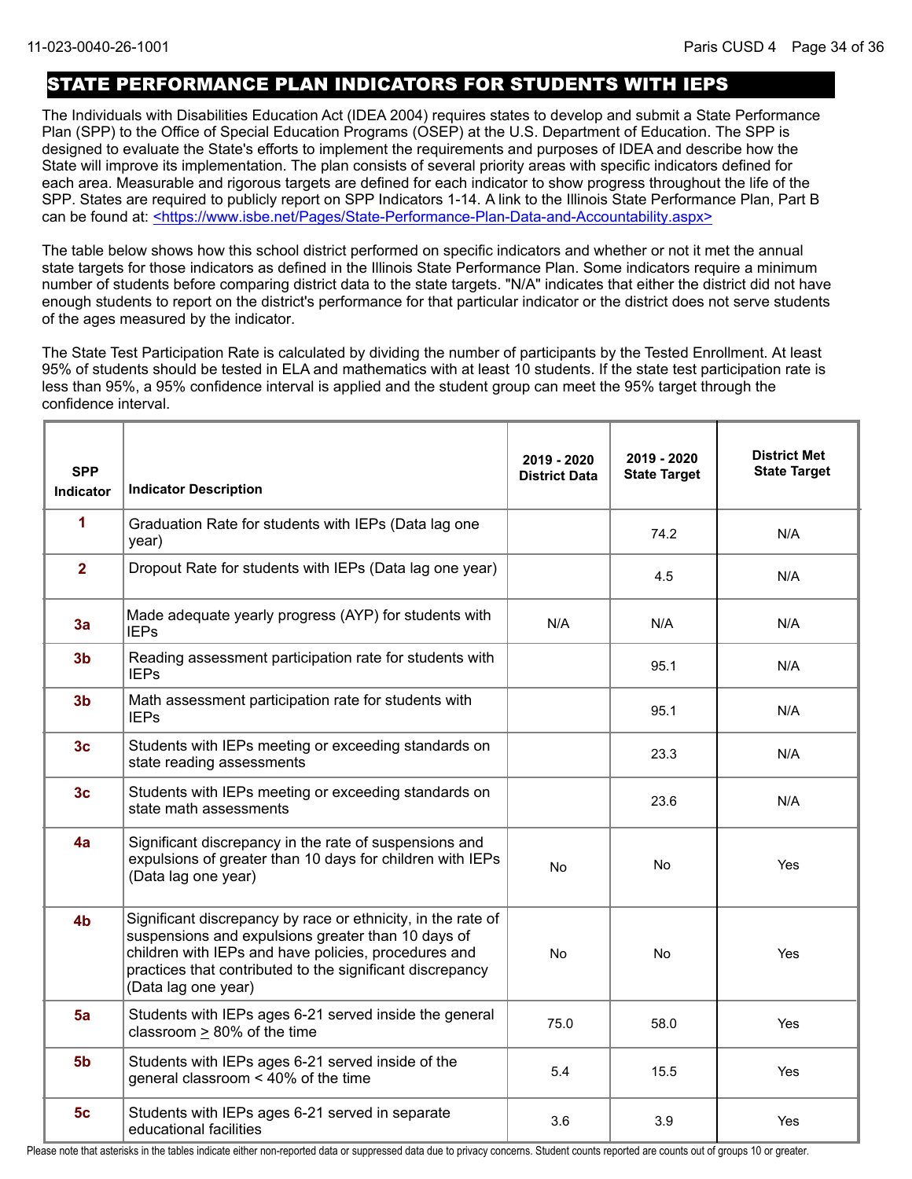## STATE PERFORMANCE PLAN INDICATORS FOR STUDENTS WITH IEPS

The Individuals with Disabilities Education Act (IDEA 2004) requires states to develop and submit a State Performance Plan (SPP) to the Office of Special Education Programs (OSEP) at the U.S. Department of Education. The SPP is designed to evaluate the State's efforts to implement the requirements and purposes of IDEA and describe how the State will improve its implementation. The plan consists of several priority areas with specific indicators defined for each area. Measurable and rigorous targets are defined for each indicator to show progress throughout the life of the SPP. States are required to publicly report on SPP Indicators 1-14. A link to the Illinois State Performance Plan, Part B can be found at: <https://www.isbe.net/Pages/State-Performance-Plan-Data-and-Accountability.aspx>

The table below shows how this school district performed on specific indicators and whether or not it met the annual state targets for those indicators as defined in the Illinois State Performance Plan. Some indicators require a minimum number of students before comparing district data to the state targets. "N/A" indicates that either the district did not have enough students to report on the district's performance for that particular indicator or the district does not serve students of the ages measured by the indicator.

The State Test Participation Rate is calculated by dividing the number of participants by the Tested Enrollment. At least 95% of students should be tested in ELA and mathematics with at least 10 students. If the state test participation rate is less than 95%, a 95% confidence interval is applied and the student group can meet the 95% target through the confidence interval.

| SPP Indicator | Indicator Description | 2019 - 2020 District Data | 2019 - 2020 State Target | District Met State Target |
|---|---|---|---|---|
| 1 | Graduation Rate for students with IEPs (Data lag one year) | | 74.2 | N/A |
| 2 | Dropout Rate for students with IEPs (Data lag one year) | | 4.5 | N/A |
| 3a | Made adequate yearly progress (AYP) for students with IEPs | N/A | N/A | N/A |
| 3b | Reading assessment participation rate for students with IEPs | | 95.1 | N/A |
| 3b | Math assessment participation rate for students with IEPs | | 95.1 | N/A |
| 3c | Students with IEPs meeting or exceeding standards on state reading assessments | | 23.3 | N/A |
| 3c | Students with IEPs meeting or exceeding standards on state math assessments | | 23.6 | N/A |
| 4a | Significant discrepancy in the rate of suspensions and expulsions of greater than 10 days for children with IEPs (Data lag one year) | No | No | Yes |
| 4b | Significant discrepancy by race or ethnicity, in the rate of suspensions and expulsions greater than 10 days of children with IEPs and have policies, procedures and practices that contributed to the significant discrepancy (Data lag one year) | No | No | Yes |
| 5a | Students with IEPs ages 6-21 served inside the general classroom ≥ 80% of the time | 75.0 | 58.0 | Yes |
| 5b | Students with IEPs ages 6-21 served inside of the general classroom < 40% of the time | 5.4 | 15.5 | Yes |
| 5c | Students with IEPs ages 6-21 served in separate educational facilities | 3.6 | 3.9 | Yes |

Please note that asterisks in the tables indicate either non-reported data or suppressed data due to privacy concerns. Student counts reported are counts out of groups 10 or greater.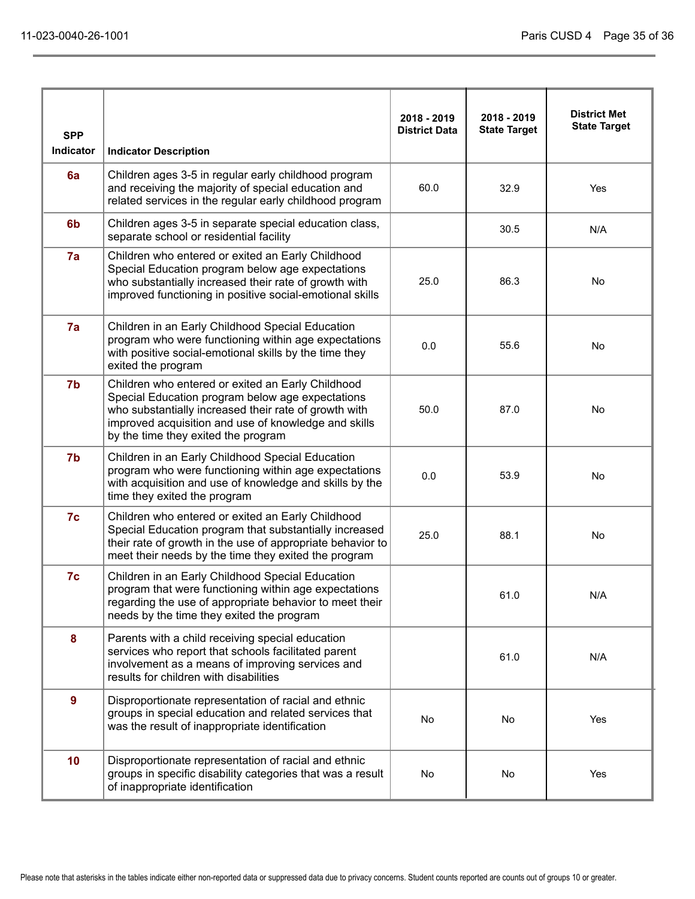| SPP Indicator | Indicator Description | 2018 - 2019 District Data | 2018 - 2019 State Target | District Met State Target |
|---|---|---|---|---|
| 6a | Children ages 3-5 in regular early childhood program and receiving the majority of special education and related services in the regular early childhood program | 60.0 | 32.9 | Yes |
| 6b | Children ages 3-5 in separate special education class, separate school or residential facility | | 30.5 | N/A |
| 7a | Children who entered or exited an Early Childhood Special Education program below age expectations who substantially increased their rate of growth with improved functioning in positive social-emotional skills | 25.0 | 86.3 | No |
| 7a | Children in an Early Childhood Special Education program who were functioning within age expectations with positive social-emotional skills by the time they exited the program | 0.0 | 55.6 | No |
| 7b | Children who entered or exited an Early Childhood Special Education program below age expectations who substantially increased their rate of growth with improved acquisition and use of knowledge and skills by the time they exited the program | 50.0 | 87.0 | No |
| 7b | Children in an Early Childhood Special Education program who were functioning within age expectations with acquisition and use of knowledge and skills by the time they exited the program | 0.0 | 53.9 | No |
| 7c | Children who entered or exited an Early Childhood Special Education program that substantially increased their rate of growth in the use of appropriate behavior to meet their needs by the time they exited the program | 25.0 | 88.1 | No |
| 7c | Children in an Early Childhood Special Education program that were functioning within age expectations regarding the use of appropriate behavior to meet their needs by the time they exited the program | | 61.0 | N/A |
| 8 | Parents with a child receiving special education services who report that schools facilitated parent involvement as a means of improving services and results for children with disabilities | | 61.0 | N/A |
| 9 | Disproportionate representation of racial and ethnic groups in special education and related services that was the result of inappropriate identification | No | No | Yes |
| 10 | Disproportionate representation of racial and ethnic groups in specific disability categories that was a result of inappropriate identification | No | No | Yes |

Please note that asterisks in the tables indicate either non-reported data or suppressed data due to privacy concerns. Student counts reported are counts out of groups 10 or greater.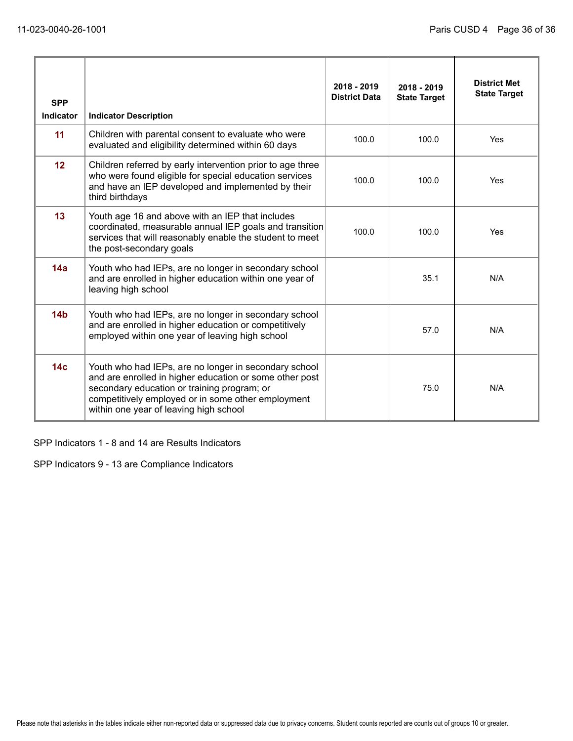| SPP Indicator | Indicator Description | 2018 - 2019 District Data | 2018 - 2019 State Target | District Met State Target |
|---|---|---|---|---|
| 11 | Children with parental consent to evaluate who were evaluated and eligibility determined within 60 days | 100.0 | 100.0 | Yes |
| 12 | Children referred by early intervention prior to age three who were found eligible for special education services and have an IEP developed and implemented by their third birthdays | 100.0 | 100.0 | Yes |
| 13 | Youth age 16 and above with an IEP that includes coordinated, measurable annual IEP goals and transition services that will reasonably enable the student to meet the post-secondary goals | 100.0 | 100.0 | Yes |
| 14a | Youth who had IEPs, are no longer in secondary school and are enrolled in higher education within one year of leaving high school | | 35.1 | N/A |
| 14b | Youth who had IEPs, are no longer in secondary school and are enrolled in higher education or competitively employed within one year of leaving high school | | 57.0 | N/A |
| 14c | Youth who had IEPs, are no longer in secondary school and are enrolled in higher education or some other post secondary education or training program; or competitively employed or in some other employment within one year of leaving high school | | 75.0 | N/A |

SPP Indicators 1 - 8 and 14 are Results Indicators

SPP Indicators 9 - 13 are Compliance Indicators

Please note that asterisks in the tables indicate either non-reported data or suppressed data due to privacy concerns. Student counts reported are counts out of groups 10 or greater.